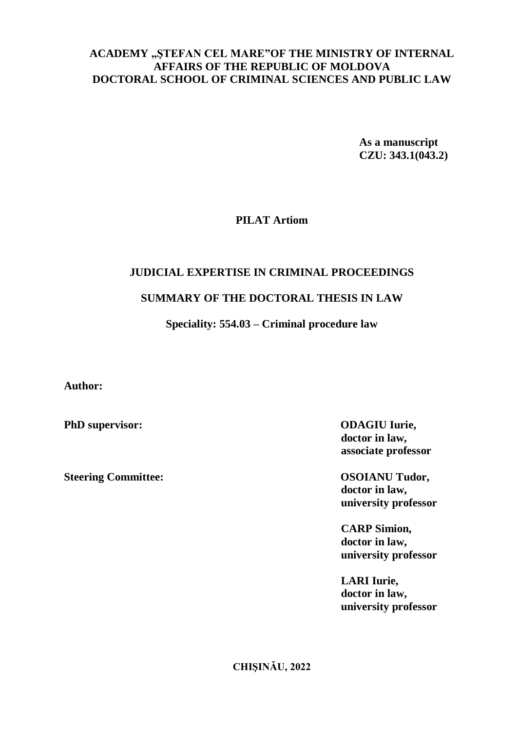**ACADEMY „ŞTEFAN CEL MARE"OF THE MINISTRY OF INTERNAL AFFAIRS OF THE REPUBLIC OF MOLDOVA**
**DOCTORAL SCHOOL OF CRIMINAL SCIENCES AND PUBLIC LAW**

**As a manuscript**
**CZU: 343.1(043.2)**

**PILAT Artiom**

# JUDICIAL EXPERTISE IN CRIMINAL PROCEEDINGS

## SUMMARY OF THE DOCTORAL THESIS IN LAW

**Speciality: 554.03 – Criminal procedure law**

**Author:**

**PhD supervisor:** **ODAGIU Iurie, doctor in law, associate professor**

**Steering Committee:** **OSOIANU Tudor, doctor in law, university professor**

**CARP Simion, doctor in law, university professor**

**LARI Iurie, doctor in law, university professor**

**CHIŞINĂU, 2022**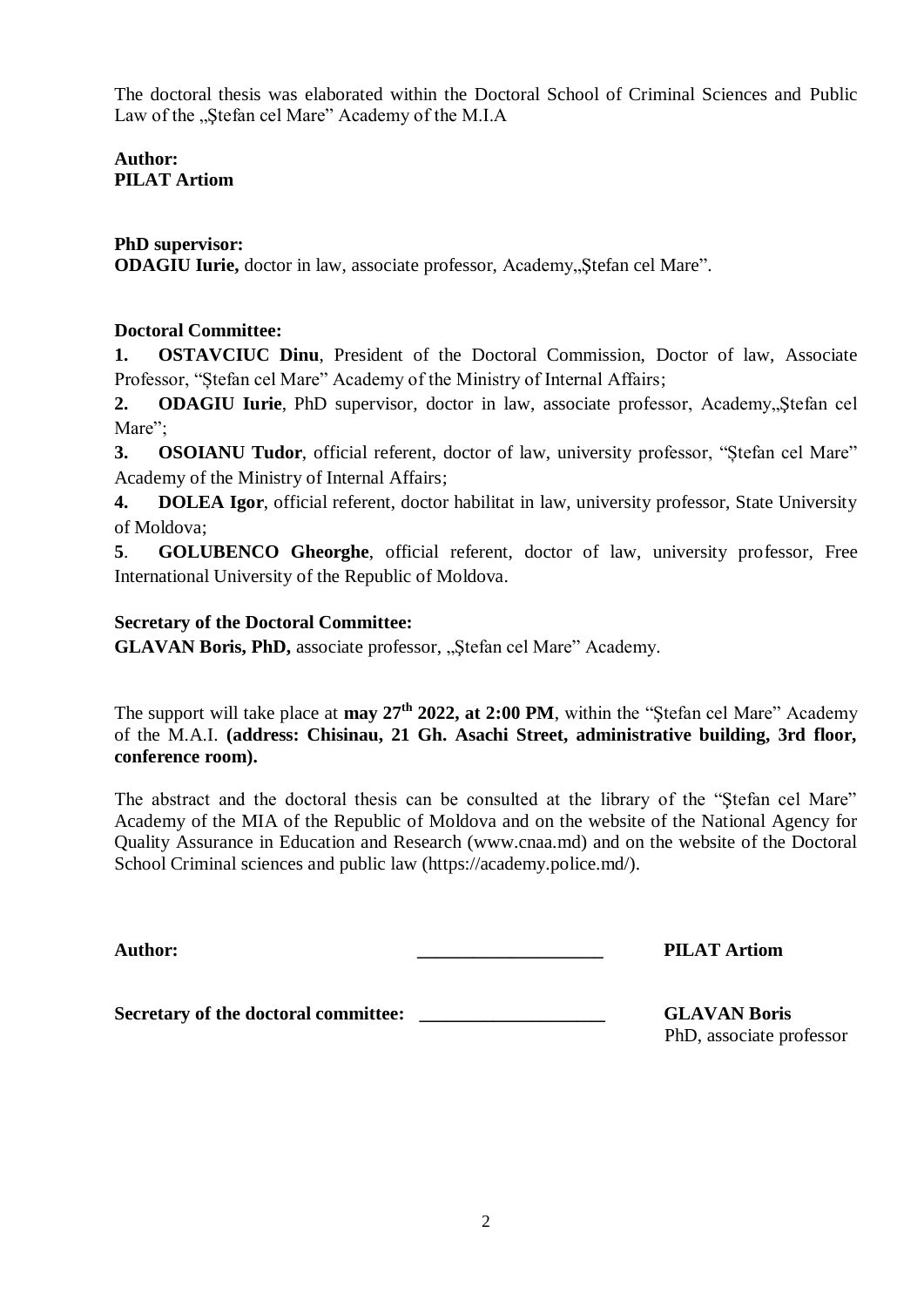The doctoral thesis was elaborated within the Doctoral School of Criminal Sciences and Public Law of the „Ştefan cel Mare" Academy of the M.I.A

**Author:**
**PILAT Artiom**

**PhD supervisor:**
**ODAGIU Iurie,** doctor in law, associate professor, Academy„Ştefan cel Mare".

**Doctoral Committee:**

**1. OSTAVCIUC Dinu**, President of the Doctoral Commission, Doctor of law, Associate Professor, "Ștefan cel Mare" Academy of the Ministry of Internal Affairs;

**2. ODAGIU Iurie**, PhD supervisor, doctor in law, associate professor, Academy„Ştefan cel Mare";

**3. OSOIANU Tudor**, official referent, doctor of law, university professor, "Ștefan cel Mare" Academy of the Ministry of Internal Affairs;

**4. DOLEA Igor**, official referent, doctor habilitat in law, university professor, State University of Moldova;

**5**. **GOLUBENCO Gheorghe**, official referent, doctor of law, university professor, Free International University of the Republic of Moldova.

**Secretary of the Doctoral Committee:**
**GLAVAN Boris, PhD,** associate professor, „Ştefan cel Mare" Academy.

The support will take place at **may 27th 2022, at 2:00 PM**, within the "Ştefan cel Mare" Academy of the M.A.I. **(address: Chisinau, 21 Gh. Asachi Street, administrative building, 3rd floor, conference room).**

The abstract and the doctoral thesis can be consulted at the library of the "Ştefan cel Mare" Academy of the MIA of the Republic of Moldova and on the website of the National Agency for Quality Assurance in Education and Research (www.cnaa.md) and on the website of the Doctoral School Criminal sciences and public law (https://academy.police.md/).

**Author:** ____________________ **PILAT Artiom**

**Secretary of the doctoral committee:** ____________________ **GLAVAN Boris**
PhD, associate professor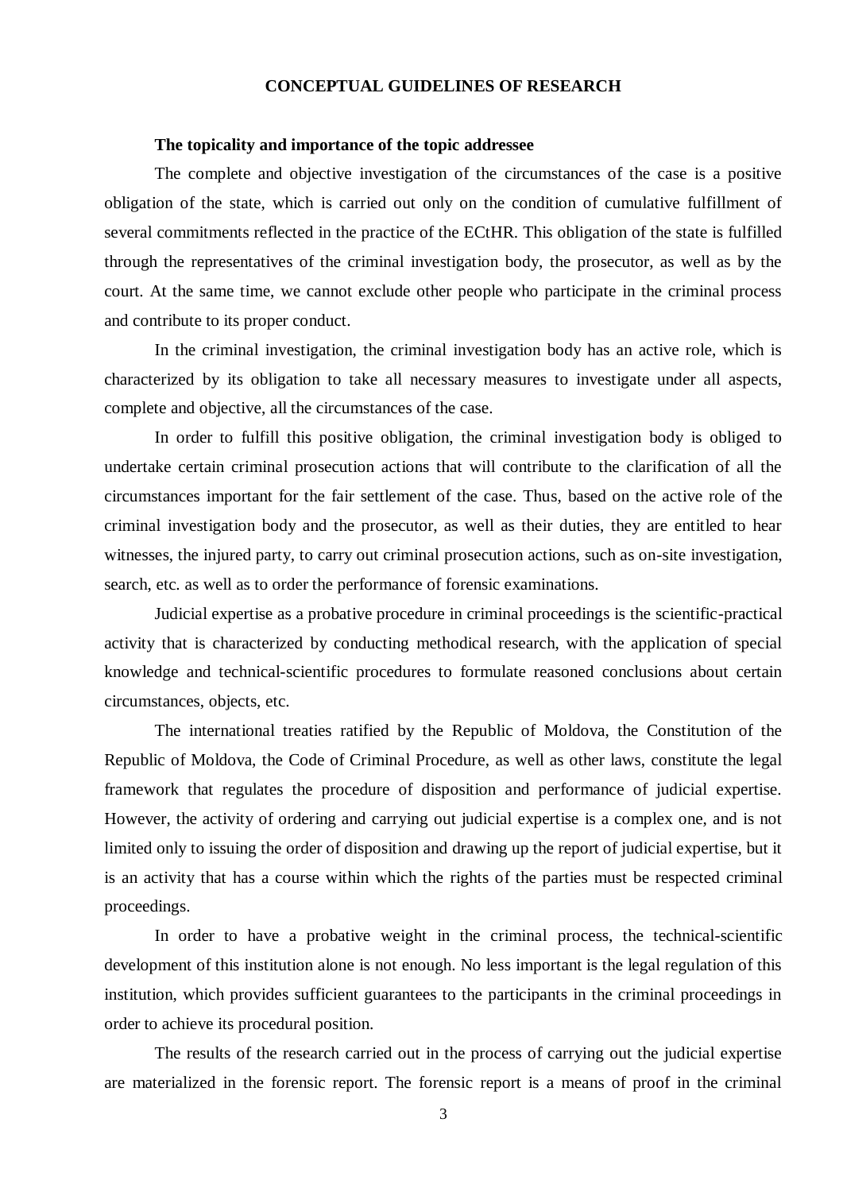## CONCEPTUAL GUIDELINES OF RESEARCH

### The topicality and importance of the topic addressee

The complete and objective investigation of the circumstances of the case is a positive obligation of the state, which is carried out only on the condition of cumulative fulfillment of several commitments reflected in the practice of the ECtHR. This obligation of the state is fulfilled through the representatives of the criminal investigation body, the prosecutor, as well as by the court. At the same time, we cannot exclude other people who participate in the criminal process and contribute to its proper conduct.

In the criminal investigation, the criminal investigation body has an active role, which is characterized by its obligation to take all necessary measures to investigate under all aspects, complete and objective, all the circumstances of the case.

In order to fulfill this positive obligation, the criminal investigation body is obliged to undertake certain criminal prosecution actions that will contribute to the clarification of all the circumstances important for the fair settlement of the case. Thus, based on the active role of the criminal investigation body and the prosecutor, as well as their duties, they are entitled to hear witnesses, the injured party, to carry out criminal prosecution actions, such as on-site investigation, search, etc. as well as to order the performance of forensic examinations.

Judicial expertise as a probative procedure in criminal proceedings is the scientific-practical activity that is characterized by conducting methodical research, with the application of special knowledge and technical-scientific procedures to formulate reasoned conclusions about certain circumstances, objects, etc.

The international treaties ratified by the Republic of Moldova, the Constitution of the Republic of Moldova, the Code of Criminal Procedure, as well as other laws, constitute the legal framework that regulates the procedure of disposition and performance of judicial expertise. However, the activity of ordering and carrying out judicial expertise is a complex one, and is not limited only to issuing the order of disposition and drawing up the report of judicial expertise, but it is an activity that has a course within which the rights of the parties must be respected criminal proceedings.

In order to have a probative weight in the criminal process, the technical-scientific development of this institution alone is not enough. No less important is the legal regulation of this institution, which provides sufficient guarantees to the participants in the criminal proceedings in order to achieve its procedural position.

The results of the research carried out in the process of carrying out the judicial expertise are materialized in the forensic report. The forensic report is a means of proof in the criminal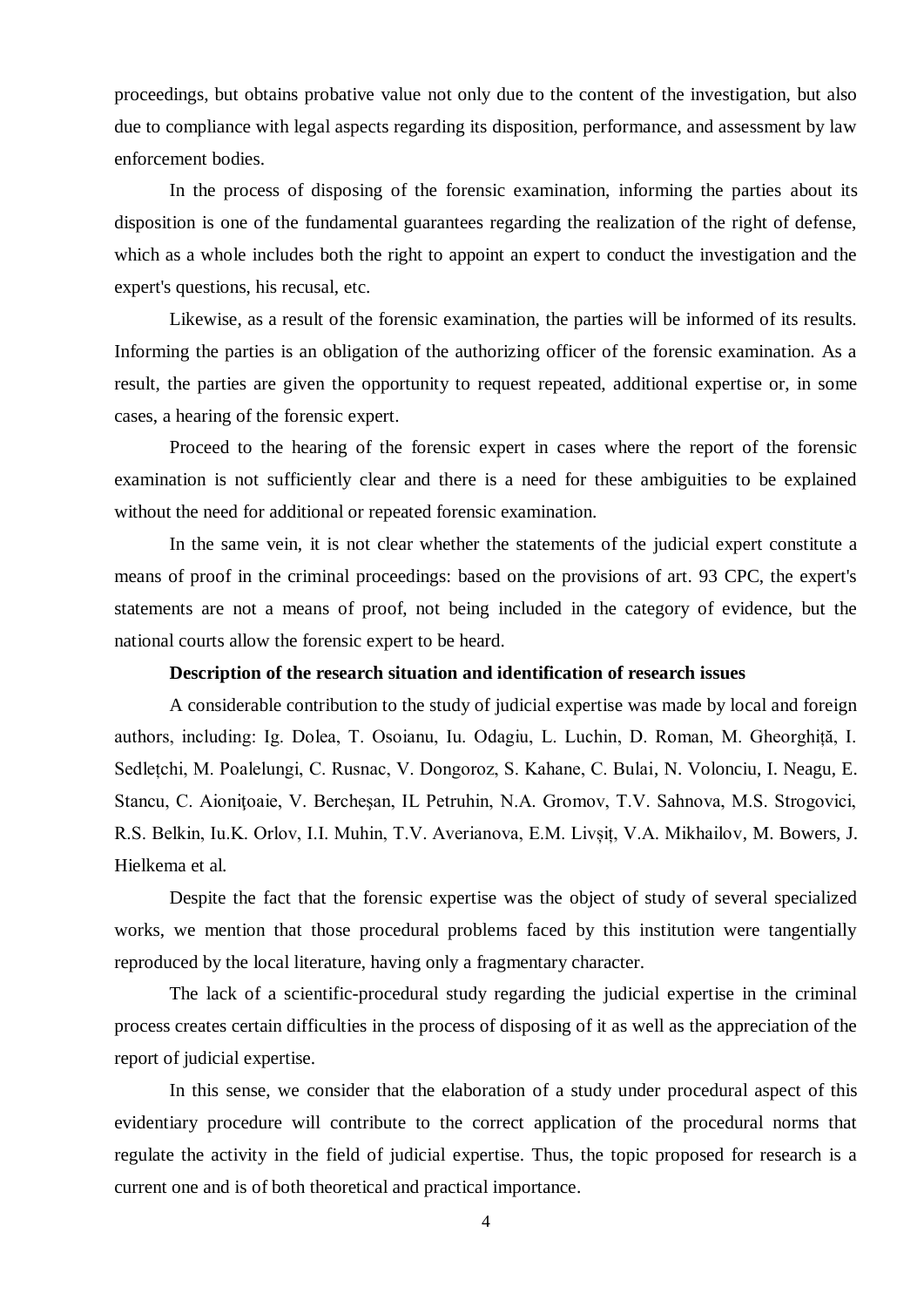proceedings, but obtains probative value not only due to the content of the investigation, but also due to compliance with legal aspects regarding its disposition, performance, and assessment by law enforcement bodies.

In the process of disposing of the forensic examination, informing the parties about its disposition is one of the fundamental guarantees regarding the realization of the right of defense, which as a whole includes both the right to appoint an expert to conduct the investigation and the expert's questions, his recusal, etc.

Likewise, as a result of the forensic examination, the parties will be informed of its results. Informing the parties is an obligation of the authorizing officer of the forensic examination. As a result, the parties are given the opportunity to request repeated, additional expertise or, in some cases, a hearing of the forensic expert.

Proceed to the hearing of the forensic expert in cases where the report of the forensic examination is not sufficiently clear and there is a need for these ambiguities to be explained without the need for additional or repeated forensic examination.

In the same vein, it is not clear whether the statements of the judicial expert constitute a means of proof in the criminal proceedings: based on the provisions of art. 93 CPC, the expert's statements are not a means of proof, not being included in the category of evidence, but the national courts allow the forensic expert to be heard.

**Description of the research situation and identification of research issues**

A considerable contribution to the study of judicial expertise was made by local and foreign authors, including: Ig. Dolea, T. Osoianu, Iu. Odagiu, L. Luchin, D. Roman, M. Gheorghiță, I. Sedlețchi, M. Poalelungi, C. Rusnac, V. Dongoroz, S. Kahane, C. Bulai, N. Volonciu, I. Neagu, E. Stancu, C. Aionițoaie, V. Bercheşan, IL Petruhin, N.A. Gromov, T.V. Sahnova, M.S. Strogovici, R.S. Belkin, Iu.K. Orlov, I.I. Muhin, T.V. Averianova, E.M. Livșiț, V.A. Mikhailov, M. Bowers, J. Hielkema et al.

Despite the fact that the forensic expertise was the object of study of several specialized works, we mention that those procedural problems faced by this institution were tangentially reproduced by the local literature, having only a fragmentary character.

The lack of a scientific-procedural study regarding the judicial expertise in the criminal process creates certain difficulties in the process of disposing of it as well as the appreciation of the report of judicial expertise.

In this sense, we consider that the elaboration of a study under procedural aspect of this evidentiary procedure will contribute to the correct application of the procedural norms that regulate the activity in the field of judicial expertise. Thus, the topic proposed for research is a current one and is of both theoretical and practical importance.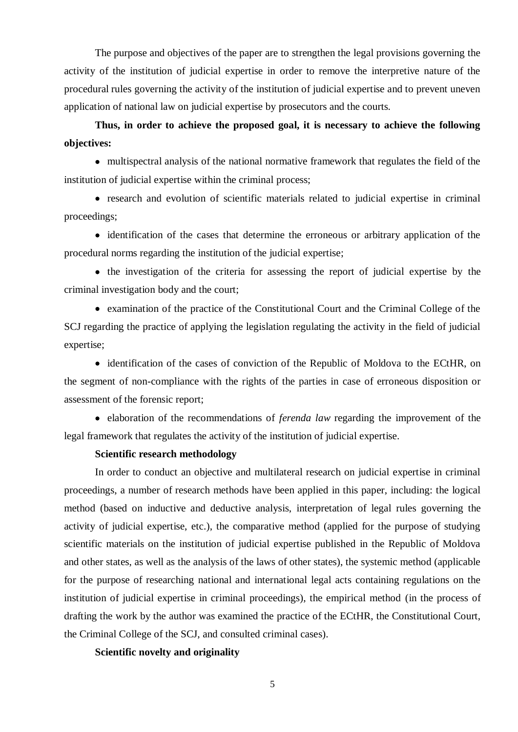The purpose and objectives of the paper are to strengthen the legal provisions governing the activity of the institution of judicial expertise in order to remove the interpretive nature of the procedural rules governing the activity of the institution of judicial expertise and to prevent uneven application of national law on judicial expertise by prosecutors and the courts.

**Thus, in order to achieve the proposed goal, it is necessary to achieve the following objectives:**

- multispectral analysis of the national normative framework that regulates the field of the institution of judicial expertise within the criminal process;
- research and evolution of scientific materials related to judicial expertise in criminal proceedings;
- identification of the cases that determine the erroneous or arbitrary application of the procedural norms regarding the institution of the judicial expertise;
- the investigation of the criteria for assessing the report of judicial expertise by the criminal investigation body and the court;
- examination of the practice of the Constitutional Court and the Criminal College of the SCJ regarding the practice of applying the legislation regulating the activity in the field of judicial expertise;
- identification of the cases of conviction of the Republic of Moldova to the ECtHR, on the segment of non-compliance with the rights of the parties in case of erroneous disposition or assessment of the forensic report;
- elaboration of the recommendations of *ferenda law* regarding the improvement of the legal framework that regulates the activity of the institution of judicial expertise.

**Scientific research methodology**

In order to conduct an objective and multilateral research on judicial expertise in criminal proceedings, a number of research methods have been applied in this paper, including: the logical method (based on inductive and deductive analysis, interpretation of legal rules governing the activity of judicial expertise, etc.), the comparative method (applied for the purpose of studying scientific materials on the institution of judicial expertise published in the Republic of Moldova and other states, as well as the analysis of the laws of other states), the systemic method (applicable for the purpose of researching national and international legal acts containing regulations on the institution of judicial expertise in criminal proceedings), the empirical method (in the process of drafting the work by the author was examined the practice of the ECtHR, the Constitutional Court, the Criminal College of the SCJ, and consulted criminal cases).

**Scientific novelty and originality**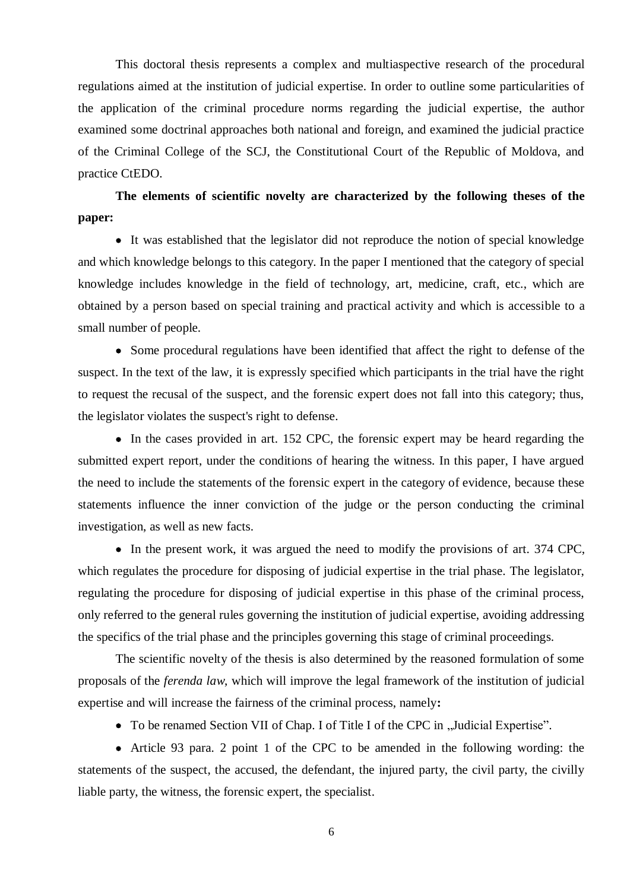This doctoral thesis represents a complex and multiaspective research of the procedural regulations aimed at the institution of judicial expertise. In order to outline some particularities of the application of the criminal procedure norms regarding the judicial expertise, the author examined some doctrinal approaches both national and foreign, and examined the judicial practice of the Criminal College of the SCJ, the Constitutional Court of the Republic of Moldova, and practice CtEDO.

**The elements of scientific novelty are characterized by the following theses of the paper:**

- It was established that the legislator did not reproduce the notion of special knowledge and which knowledge belongs to this category. In the paper I mentioned that the category of special knowledge includes knowledge in the field of technology, art, medicine, craft, etc., which are obtained by a person based on special training and practical activity and which is accessible to a small number of people.
- Some procedural regulations have been identified that affect the right to defense of the suspect. In the text of the law, it is expressly specified which participants in the trial have the right to request the recusal of the suspect, and the forensic expert does not fall into this category; thus, the legislator violates the suspect's right to defense.
- In the cases provided in art. 152 CPC, the forensic expert may be heard regarding the submitted expert report, under the conditions of hearing the witness. In this paper, I have argued the need to include the statements of the forensic expert in the category of evidence, because these statements influence the inner conviction of the judge or the person conducting the criminal investigation, as well as new facts.
- In the present work, it was argued the need to modify the provisions of art. 374 CPC, which regulates the procedure for disposing of judicial expertise in the trial phase. The legislator, regulating the procedure for disposing of judicial expertise in this phase of the criminal process, only referred to the general rules governing the institution of judicial expertise, avoiding addressing the specifics of the trial phase and the principles governing this stage of criminal proceedings.

The scientific novelty of the thesis is also determined by the reasoned formulation of some proposals of the *ferenda law*, which will improve the legal framework of the institution of judicial expertise and will increase the fairness of the criminal process, namely**:**

- To be renamed Section VII of Chap. I of Title I of the CPC in „Judicial Expertise”.
- Article 93 para. 2 point 1 of the CPC to be amended in the following wording: the statements of the suspect, the accused, the defendant, the injured party, the civil party, the civilly liable party, the witness, the forensic expert, the specialist.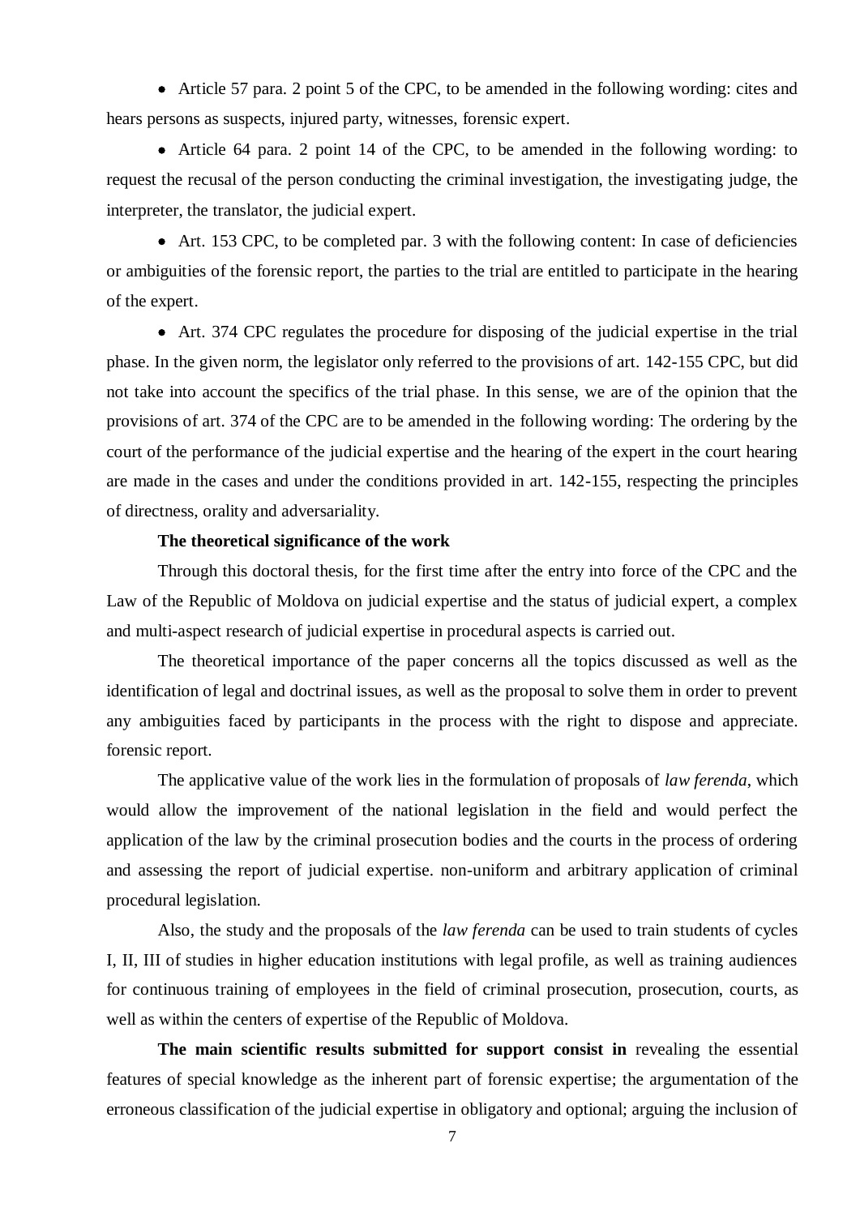- Article 57 para. 2 point 5 of the CPC, to be amended in the following wording: cites and hears persons as suspects, injured party, witnesses, forensic expert.
- Article 64 para. 2 point 14 of the CPC, to be amended in the following wording: to request the recusal of the person conducting the criminal investigation, the investigating judge, the interpreter, the translator, the judicial expert.
- Art. 153 CPC, to be completed par. 3 with the following content: In case of deficiencies or ambiguities of the forensic report, the parties to the trial are entitled to participate in the hearing of the expert.
- Art. 374 CPC regulates the procedure for disposing of the judicial expertise in the trial phase. In the given norm, the legislator only referred to the provisions of art. 142-155 CPC, but did not take into account the specifics of the trial phase. In this sense, we are of the opinion that the provisions of art. 374 of the CPC are to be amended in the following wording: The ordering by the court of the performance of the judicial expertise and the hearing of the expert in the court hearing are made in the cases and under the conditions provided in art. 142-155, respecting the principles of directness, orality and adversariality.

**The theoretical significance of the work**

Through this doctoral thesis, for the first time after the entry into force of the CPC and the Law of the Republic of Moldova on judicial expertise and the status of judicial expert, a complex and multi-aspect research of judicial expertise in procedural aspects is carried out.

The theoretical importance of the paper concerns all the topics discussed as well as the identification of legal and doctrinal issues, as well as the proposal to solve them in order to prevent any ambiguities faced by participants in the process with the right to dispose and appreciate. forensic report.

The applicative value of the work lies in the formulation of proposals of *law ferenda*, which would allow the improvement of the national legislation in the field and would perfect the application of the law by the criminal prosecution bodies and the courts in the process of ordering and assessing the report of judicial expertise. non-uniform and arbitrary application of criminal procedural legislation.

Also, the study and the proposals of the *law ferenda* can be used to train students of cycles I, II, III of studies in higher education institutions with legal profile, as well as training audiences for continuous training of employees in the field of criminal prosecution, prosecution, courts, as well as within the centers of expertise of the Republic of Moldova.

**The main scientific results submitted for support consist in** revealing the essential features of special knowledge as the inherent part of forensic expertise; the argumentation of the erroneous classification of the judicial expertise in obligatory and optional; arguing the inclusion of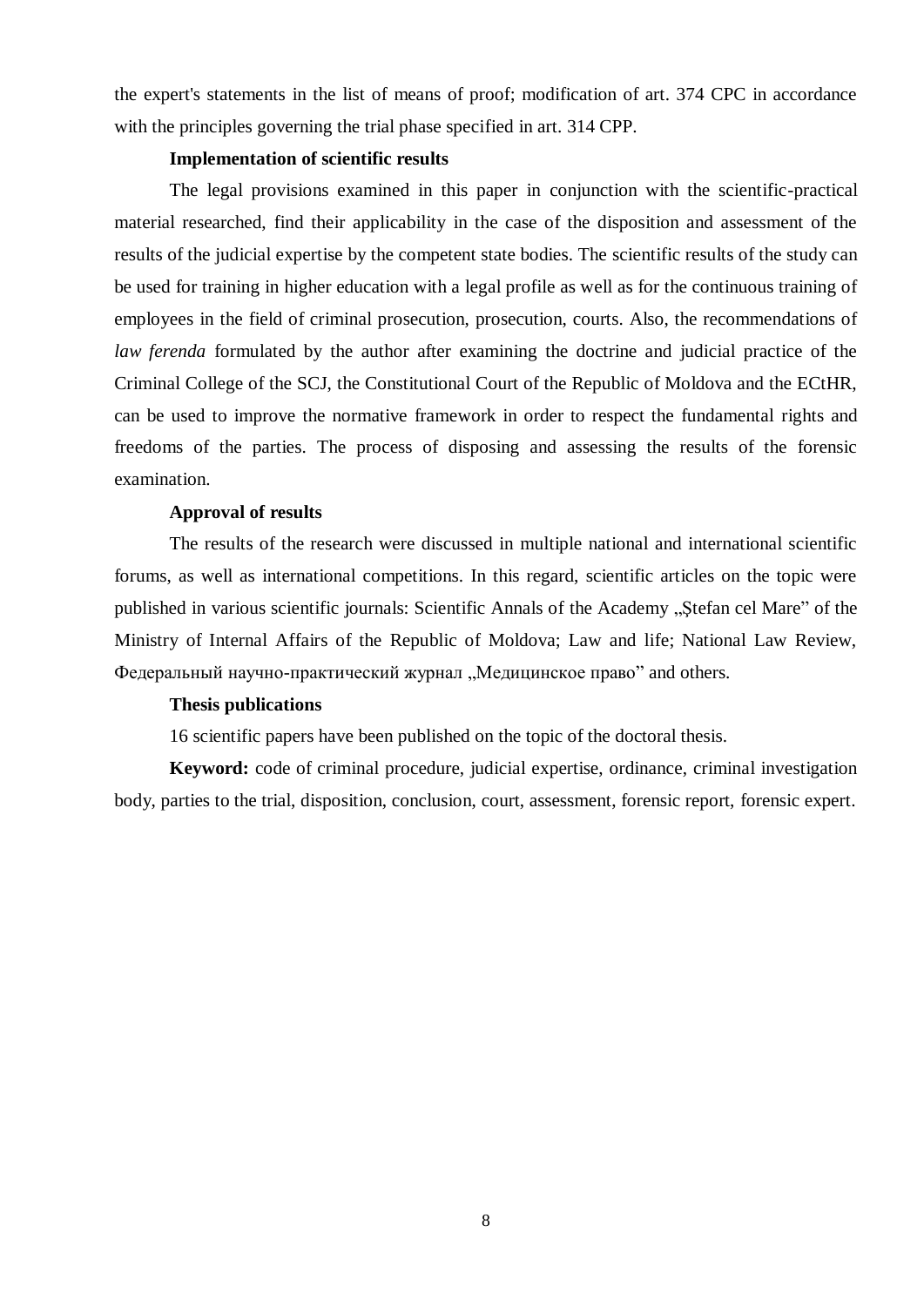the expert's statements in the list of means of proof; modification of art. 374 CPC in accordance with the principles governing the trial phase specified in art. 314 CPP.

**Implementation of scientific results**

The legal provisions examined in this paper in conjunction with the scientific-practical material researched, find their applicability in the case of the disposition and assessment of the results of the judicial expertise by the competent state bodies. The scientific results of the study can be used for training in higher education with a legal profile as well as for the continuous training of employees in the field of criminal prosecution, prosecution, courts. Also, the recommendations of *law ferenda* formulated by the author after examining the doctrine and judicial practice of the Criminal College of the SCJ, the Constitutional Court of the Republic of Moldova and the ECtHR, can be used to improve the normative framework in order to respect the fundamental rights and freedoms of the parties. The process of disposing and assessing the results of the forensic examination.

**Approval of results**

The results of the research were discussed in multiple national and international scientific forums, as well as international competitions. In this regard, scientific articles on the topic were published in various scientific journals: Scientific Annals of the Academy „Ştefan cel Mare" of the Ministry of Internal Affairs of the Republic of Moldova; Law and life; National Law Review, Федеральный научно-практический журнал „Медицинское право" and others.

**Thesis publications**

16 scientific papers have been published on the topic of the doctoral thesis.

**Keyword:** code of criminal procedure, judicial expertise, ordinance, criminal investigation body, parties to the trial, disposition, conclusion, court, assessment, forensic report, forensic expert.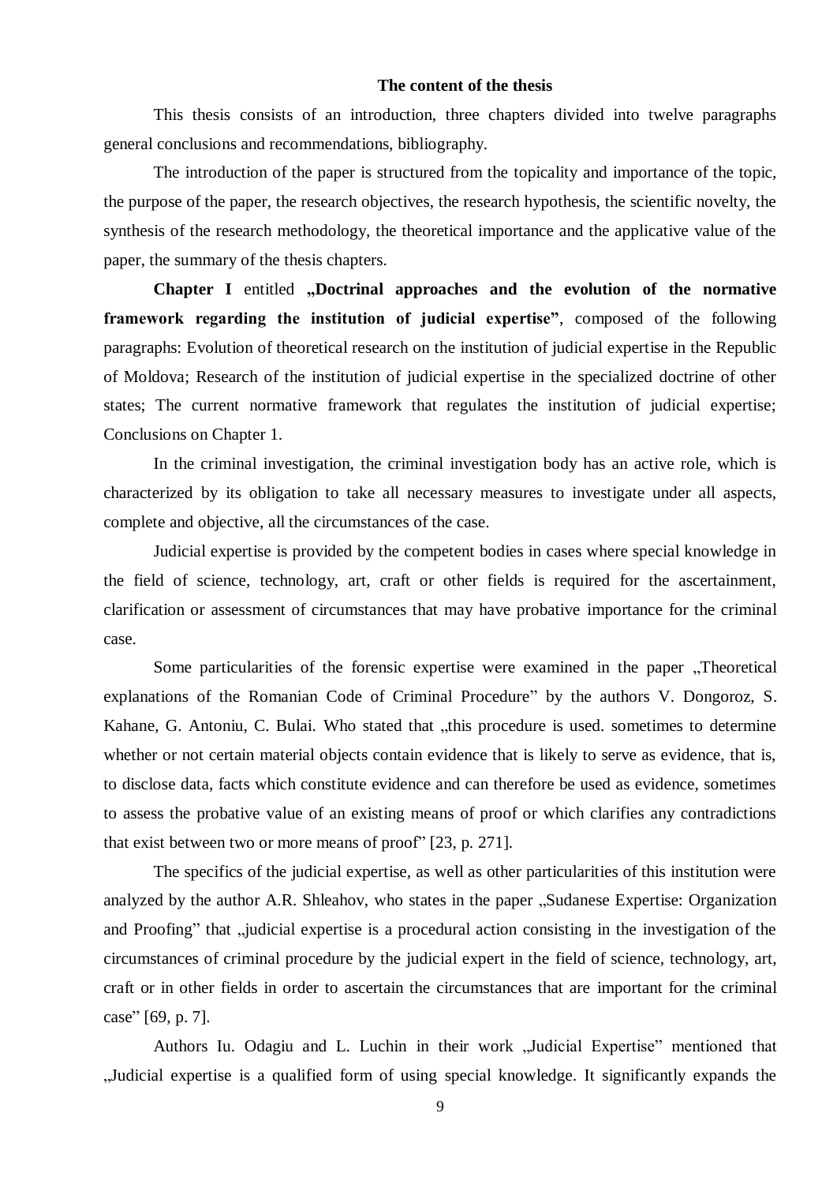### The content of the thesis

This thesis consists of an introduction, three chapters divided into twelve paragraphs general conclusions and recommendations, bibliography.

The introduction of the paper is structured from the topicality and importance of the topic, the purpose of the paper, the research objectives, the research hypothesis, the scientific novelty, the synthesis of the research methodology, the theoretical importance and the applicative value of the paper, the summary of the thesis chapters.

**Chapter I** entitled **„Doctrinal approaches and the evolution of the normative framework regarding the institution of judicial expertise"**, composed of the following paragraphs: Evolution of theoretical research on the institution of judicial expertise in the Republic of Moldova; Research of the institution of judicial expertise in the specialized doctrine of other states; The current normative framework that regulates the institution of judicial expertise; Conclusions on Chapter 1.

In the criminal investigation, the criminal investigation body has an active role, which is characterized by its obligation to take all necessary measures to investigate under all aspects, complete and objective, all the circumstances of the case.

Judicial expertise is provided by the competent bodies in cases where special knowledge in the field of science, technology, art, craft or other fields is required for the ascertainment, clarification or assessment of circumstances that may have probative importance for the criminal case.

Some particularities of the forensic expertise were examined in the paper „Theoretical explanations of the Romanian Code of Criminal Procedure" by the authors V. Dongoroz, S. Kahane, G. Antoniu, C. Bulai. Who stated that „this procedure is used. sometimes to determine whether or not certain material objects contain evidence that is likely to serve as evidence, that is, to disclose data, facts which constitute evidence and can therefore be used as evidence, sometimes to assess the probative value of an existing means of proof or which clarifies any contradictions that exist between two or more means of proof" [23, p. 271].

The specifics of the judicial expertise, as well as other particularities of this institution were analyzed by the author A.R. Shleahov, who states in the paper „Sudanese Expertise: Organization and Proofing" that „judicial expertise is a procedural action consisting in the investigation of the circumstances of criminal procedure by the judicial expert in the field of science, technology, art, craft or in other fields in order to ascertain the circumstances that are important for the criminal case" [69, p. 7].

Authors Iu. Odagiu and L. Luchin in their work „Judicial Expertise" mentioned that „Judicial expertise is a qualified form of using special knowledge. It significantly expands the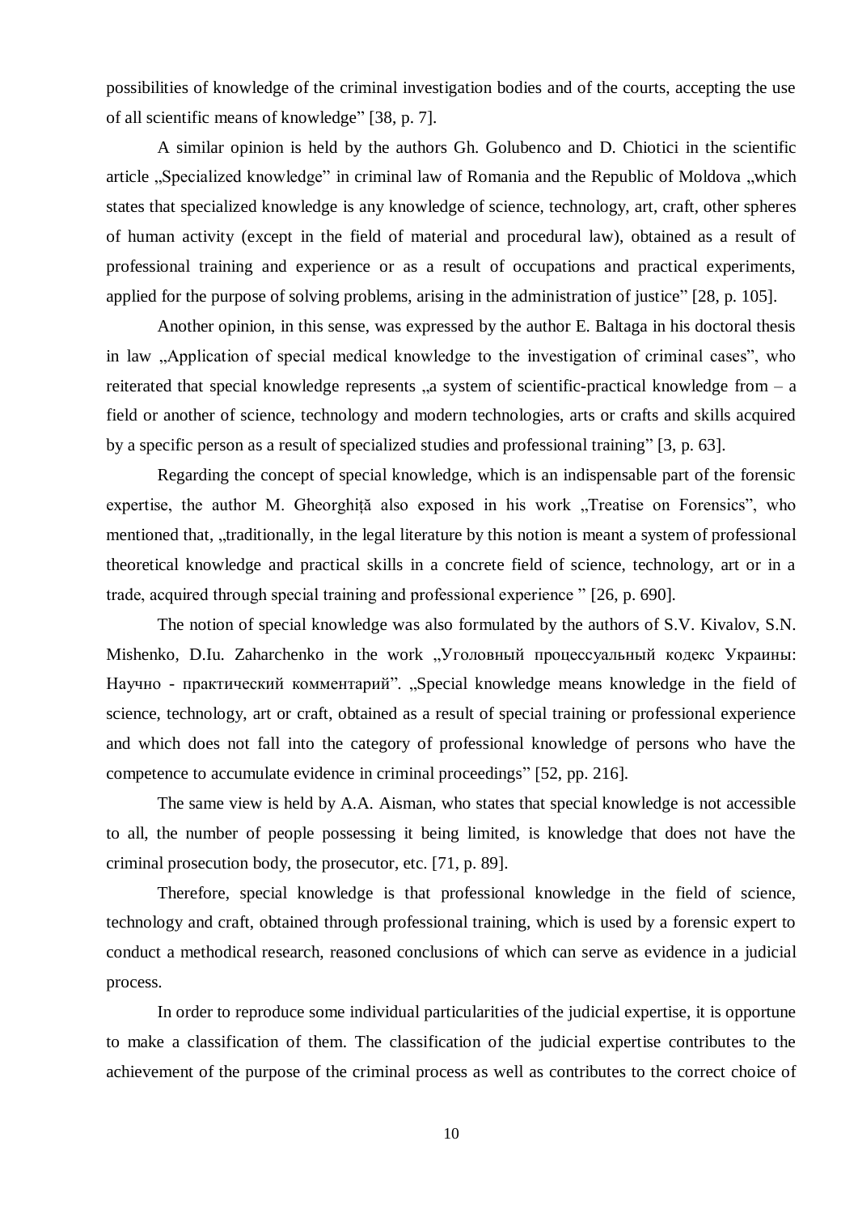possibilities of knowledge of the criminal investigation bodies and of the courts, accepting the use of all scientific means of knowledge" [38, p. 7].

A similar opinion is held by the authors Gh. Golubenco and D. Chiotici in the scientific article „Specialized knowledge" in criminal law of Romania and the Republic of Moldova „which states that specialized knowledge is any knowledge of science, technology, art, craft, other spheres of human activity (except in the field of material and procedural law), obtained as a result of professional training and experience or as a result of occupations and practical experiments, applied for the purpose of solving problems, arising in the administration of justice" [28, p. 105].

Another opinion, in this sense, was expressed by the author E. Baltaga in his doctoral thesis in law „Application of special medical knowledge to the investigation of criminal cases", who reiterated that special knowledge represents „a system of scientific-practical knowledge from – a field or another of science, technology and modern technologies, arts or crafts and skills acquired by a specific person as a result of specialized studies and professional training" [3, p. 63].

Regarding the concept of special knowledge, which is an indispensable part of the forensic expertise, the author M. Gheorghiță also exposed in his work „Treatise on Forensics", who mentioned that, „traditionally, in the legal literature by this notion is meant a system of professional theoretical knowledge and practical skills in a concrete field of science, technology, art or in a trade, acquired through special training and professional experience " [26, p. 690].

The notion of special knowledge was also formulated by the authors of S.V. Kivalov, S.N. Mishenko, D.Iu. Zaharchenko in the work „Уголовный процессуальный кодекс Украины: Научно - практический комментарий". „Special knowledge means knowledge in the field of science, technology, art or craft, obtained as a result of special training or professional experience and which does not fall into the category of professional knowledge of persons who have the competence to accumulate evidence in criminal proceedings" [52, pp. 216].

The same view is held by A.A. Aisman, who states that special knowledge is not accessible to all, the number of people possessing it being limited, is knowledge that does not have the criminal prosecution body, the prosecutor, etc. [71, p. 89].

Therefore, special knowledge is that professional knowledge in the field of science, technology and craft, obtained through professional training, which is used by a forensic expert to conduct a methodical research, reasoned conclusions of which can serve as evidence in a judicial process.

In order to reproduce some individual particularities of the judicial expertise, it is opportune to make a classification of them. The classification of the judicial expertise contributes to the achievement of the purpose of the criminal process as well as contributes to the correct choice of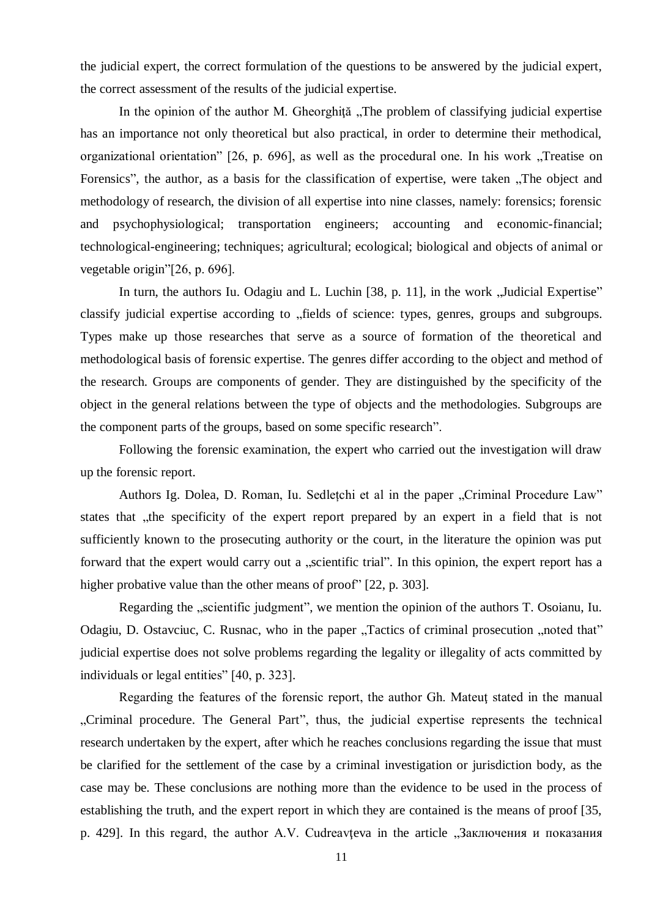the judicial expert, the correct formulation of the questions to be answered by the judicial expert, the correct assessment of the results of the judicial expertise.

In the opinion of the author M. Gheorghiță „The problem of classifying judicial expertise has an importance not only theoretical but also practical, in order to determine their methodical, organizational orientation" [26, p. 696], as well as the procedural one. In his work „Treatise on Forensics", the author, as a basis for the classification of expertise, were taken „The object and methodology of research, the division of all expertise into nine classes, namely: forensics; forensic and psychophysiological; transportation engineers; accounting and economic-financial; technological-engineering; techniques; agricultural; ecological; biological and objects of animal or vegetable origin"[26, p. 696].

In turn, the authors Iu. Odagiu and L. Luchin [38, p. 11], in the work „Judicial Expertise" classify judicial expertise according to „fields of science: types, genres, groups and subgroups. Types make up those researches that serve as a source of formation of the theoretical and methodological basis of forensic expertise. The genres differ according to the object and method of the research. Groups are components of gender. They are distinguished by the specificity of the object in the general relations between the type of objects and the methodologies. Subgroups are the component parts of the groups, based on some specific research".

Following the forensic examination, the expert who carried out the investigation will draw up the forensic report.

Authors Ig. Dolea, D. Roman, Iu. Sedlețchi et al in the paper „Criminal Procedure Law" states that „the specificity of the expert report prepared by an expert in a field that is not sufficiently known to the prosecuting authority or the court, in the literature the opinion was put forward that the expert would carry out a „scientific trial". In this opinion, the expert report has a higher probative value than the other means of proof" [22, p. 303].

Regarding the „scientific judgment", we mention the opinion of the authors T. Osoianu, Iu. Odagiu, D. Ostavciuc, C. Rusnac, who in the paper „Tactics of criminal prosecution „noted that" judicial expertise does not solve problems regarding the legality or illegality of acts committed by individuals or legal entities" [40, p. 323].

Regarding the features of the forensic report, the author Gh. Mateuţ stated in the manual „Criminal procedure. The General Part", thus, the judicial expertise represents the technical research undertaken by the expert, after which he reaches conclusions regarding the issue that must be clarified for the settlement of the case by a criminal investigation or jurisdiction body, as the case may be. These conclusions are nothing more than the evidence to be used in the process of establishing the truth, and the expert report in which they are contained is the means of proof [35, p. 429]. In this regard, the author A.V. Cudreavțeva in the article „Заключения и показания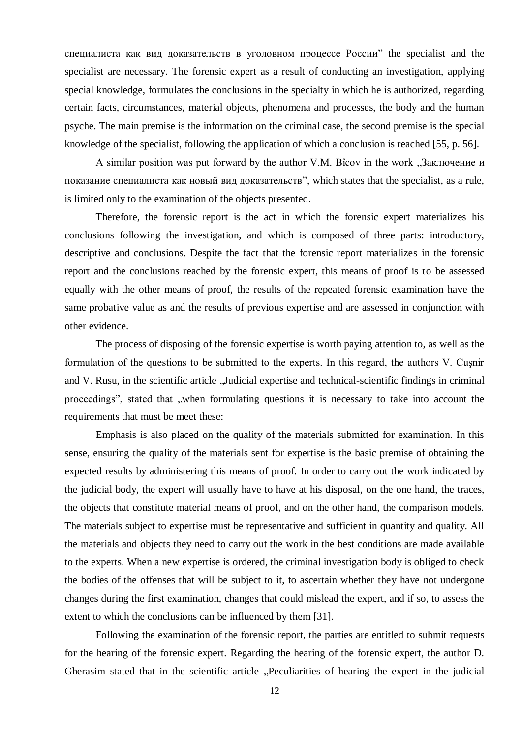специалиста как вид доказательств в уголовном процессе России" the specialist and the specialist are necessary. The forensic expert as a result of conducting an investigation, applying special knowledge, formulates the conclusions in the specialty in which he is authorized, regarding certain facts, circumstances, material objects, phenomena and processes, the body and the human psyche. The main premise is the information on the criminal case, the second premise is the special knowledge of the specialist, following the application of which a conclusion is reached [55, p. 56].

A similar position was put forward by the author V.M. Bîcov in the work „Заключение и показание специалиста как новый вид доказательств", which states that the specialist, as a rule, is limited only to the examination of the objects presented.

Therefore, the forensic report is the act in which the forensic expert materializes his conclusions following the investigation, and which is composed of three parts: introductory, descriptive and conclusions. Despite the fact that the forensic report materializes in the forensic report and the conclusions reached by the forensic expert, this means of proof is to be assessed equally with the other means of proof, the results of the repeated forensic examination have the same probative value as and the results of previous expertise and are assessed in conjunction with other evidence.

The process of disposing of the forensic expertise is worth paying attention to, as well as the formulation of the questions to be submitted to the experts. In this regard, the authors V. Cuşnir and V. Rusu, in the scientific article „Judicial expertise and technical-scientific findings in criminal proceedings", stated that „when formulating questions it is necessary to take into account the requirements that must be meet these:

Emphasis is also placed on the quality of the materials submitted for examination. In this sense, ensuring the quality of the materials sent for expertise is the basic premise of obtaining the expected results by administering this means of proof. In order to carry out the work indicated by the judicial body, the expert will usually have to have at his disposal, on the one hand, the traces, the objects that constitute material means of proof, and on the other hand, the comparison models. The materials subject to expertise must be representative and sufficient in quantity and quality. All the materials and objects they need to carry out the work in the best conditions are made available to the experts. When a new expertise is ordered, the criminal investigation body is obliged to check the bodies of the offenses that will be subject to it, to ascertain whether they have not undergone changes during the first examination, changes that could mislead the expert, and if so, to assess the extent to which the conclusions can be influenced by them [31].

Following the examination of the forensic report, the parties are entitled to submit requests for the hearing of the forensic expert. Regarding the hearing of the forensic expert, the author D. Gherasim stated that in the scientific article „Peculiarities of hearing the expert in the judicial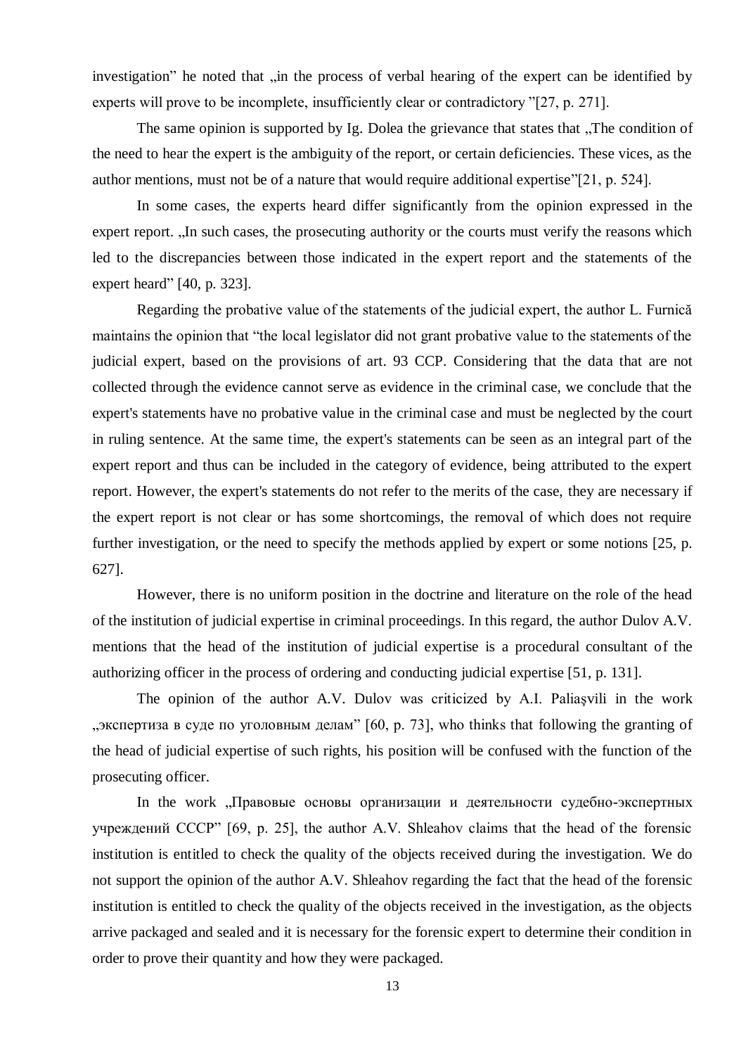investigation" he noted that „in the process of verbal hearing of the expert can be identified by experts will prove to be incomplete, insufficiently clear or contradictory "[27, p. 271].

The same opinion is supported by Ig. Dolea the grievance that states that „The condition of the need to hear the expert is the ambiguity of the report, or certain deficiencies. These vices, as the author mentions, must not be of a nature that would require additional expertise"[21, p. 524].

In some cases, the experts heard differ significantly from the opinion expressed in the expert report. „In such cases, the prosecuting authority or the courts must verify the reasons which led to the discrepancies between those indicated in the expert report and the statements of the expert heard" [40, p. 323].

Regarding the probative value of the statements of the judicial expert, the author L. Furnică maintains the opinion that "the local legislator did not grant probative value to the statements of the judicial expert, based on the provisions of art. 93 CCP. Considering that the data that are not collected through the evidence cannot serve as evidence in the criminal case, we conclude that the expert's statements have no probative value in the criminal case and must be neglected by the court in ruling sentence. At the same time, the expert's statements can be seen as an integral part of the expert report and thus can be included in the category of evidence, being attributed to the expert report. However, the expert's statements do not refer to the merits of the case, they are necessary if the expert report is not clear or has some shortcomings, the removal of which does not require further investigation, or the need to specify the methods applied by expert or some notions [25, p. 627].

However, there is no uniform position in the doctrine and literature on the role of the head of the institution of judicial expertise in criminal proceedings. In this regard, the author Dulov A.V. mentions that the head of the institution of judicial expertise is a procedural consultant of the authorizing officer in the process of ordering and conducting judicial expertise [51, p. 131].

The opinion of the author A.V. Dulov was criticized by A.I. Paliaşvili in the work „экспертиза в суде по уголовным делам" [60, p. 73], who thinks that following the granting of the head of judicial expertise of such rights, his position will be confused with the function of the prosecuting officer.

In the work „Правовые основы организации и деятельности судебно-экспертных учреждений СССР" [69, p. 25], the author A.V. Shleahov claims that the head of the forensic institution is entitled to check the quality of the objects received during the investigation. We do not support the opinion of the author A.V. Shleahov regarding the fact that the head of the forensic institution is entitled to check the quality of the objects received in the investigation, as the objects arrive packaged and sealed and it is necessary for the forensic expert to determine their condition in order to prove their quantity and how they were packaged.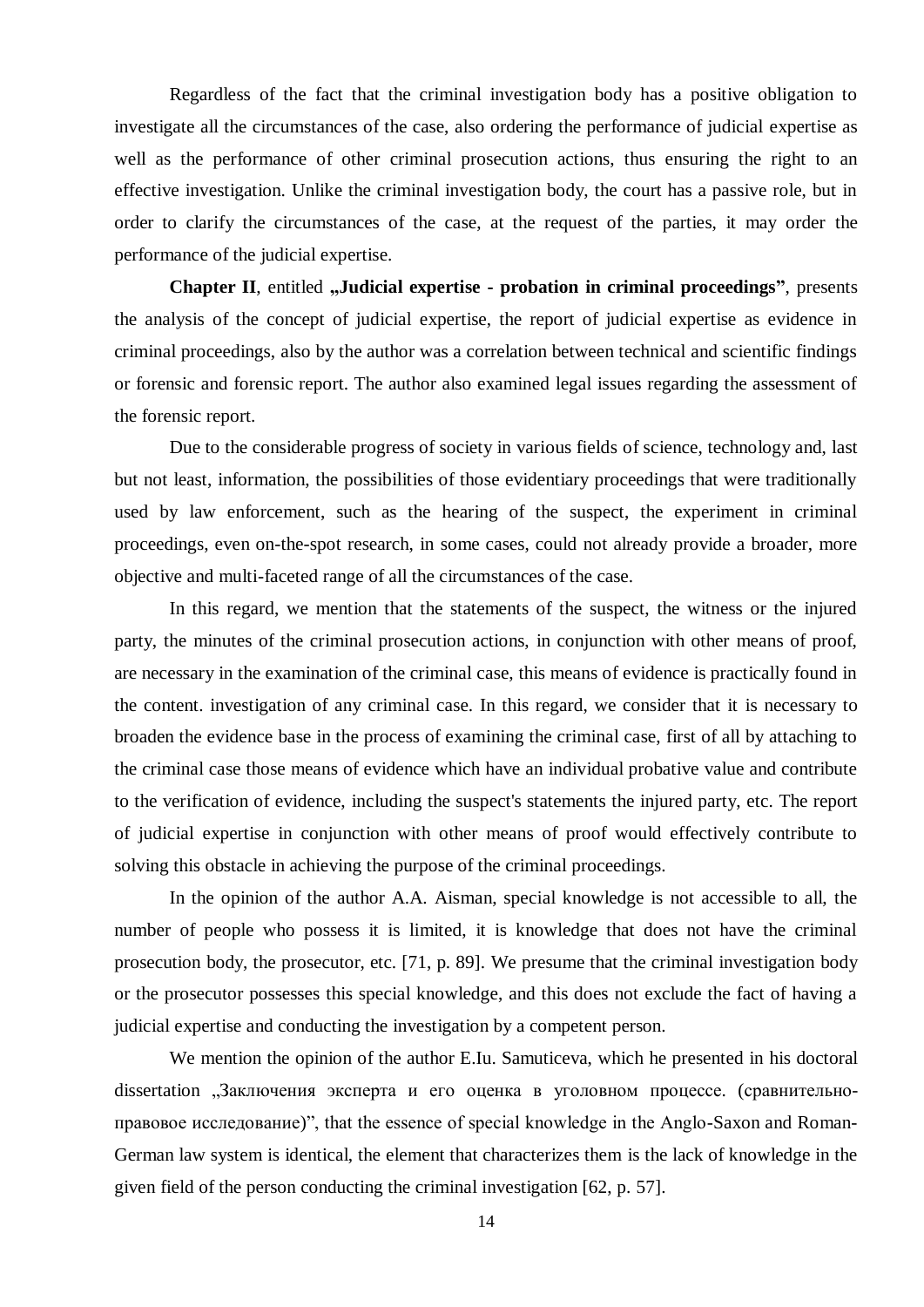Regardless of the fact that the criminal investigation body has a positive obligation to investigate all the circumstances of the case, also ordering the performance of judicial expertise as well as the performance of other criminal prosecution actions, thus ensuring the right to an effective investigation. Unlike the criminal investigation body, the court has a passive role, but in order to clarify the circumstances of the case, at the request of the parties, it may order the performance of the judicial expertise.

**Chapter II**, entitled **„Judicial expertise - probation in criminal proceedings"**, presents the analysis of the concept of judicial expertise, the report of judicial expertise as evidence in criminal proceedings, also by the author was a correlation between technical and scientific findings or forensic and forensic report. The author also examined legal issues regarding the assessment of the forensic report.

Due to the considerable progress of society in various fields of science, technology and, last but not least, information, the possibilities of those evidentiary proceedings that were traditionally used by law enforcement, such as the hearing of the suspect, the experiment in criminal proceedings, even on-the-spot research, in some cases, could not already provide a broader, more objective and multi-faceted range of all the circumstances of the case.

In this regard, we mention that the statements of the suspect, the witness or the injured party, the minutes of the criminal prosecution actions, in conjunction with other means of proof, are necessary in the examination of the criminal case, this means of evidence is practically found in the content. investigation of any criminal case. In this regard, we consider that it is necessary to broaden the evidence base in the process of examining the criminal case, first of all by attaching to the criminal case those means of evidence which have an individual probative value and contribute to the verification of evidence, including the suspect's statements the injured party, etc. The report of judicial expertise in conjunction with other means of proof would effectively contribute to solving this obstacle in achieving the purpose of the criminal proceedings.

In the opinion of the author A.A. Aisman, special knowledge is not accessible to all, the number of people who possess it is limited, it is knowledge that does not have the criminal prosecution body, the prosecutor, etc. [71, p. 89]. We presume that the criminal investigation body or the prosecutor possesses this special knowledge, and this does not exclude the fact of having a judicial expertise and conducting the investigation by a competent person.

We mention the opinion of the author E.Iu. Samuticeva, which he presented in his doctoral dissertation „Заключения эксперта и его оценка в уголовном процессе. (сравнительно-правовое исследование)", that the essence of special knowledge in the Anglo-Saxon and Roman-German law system is identical, the element that characterizes them is the lack of knowledge in the given field of the person conducting the criminal investigation [62, p. 57].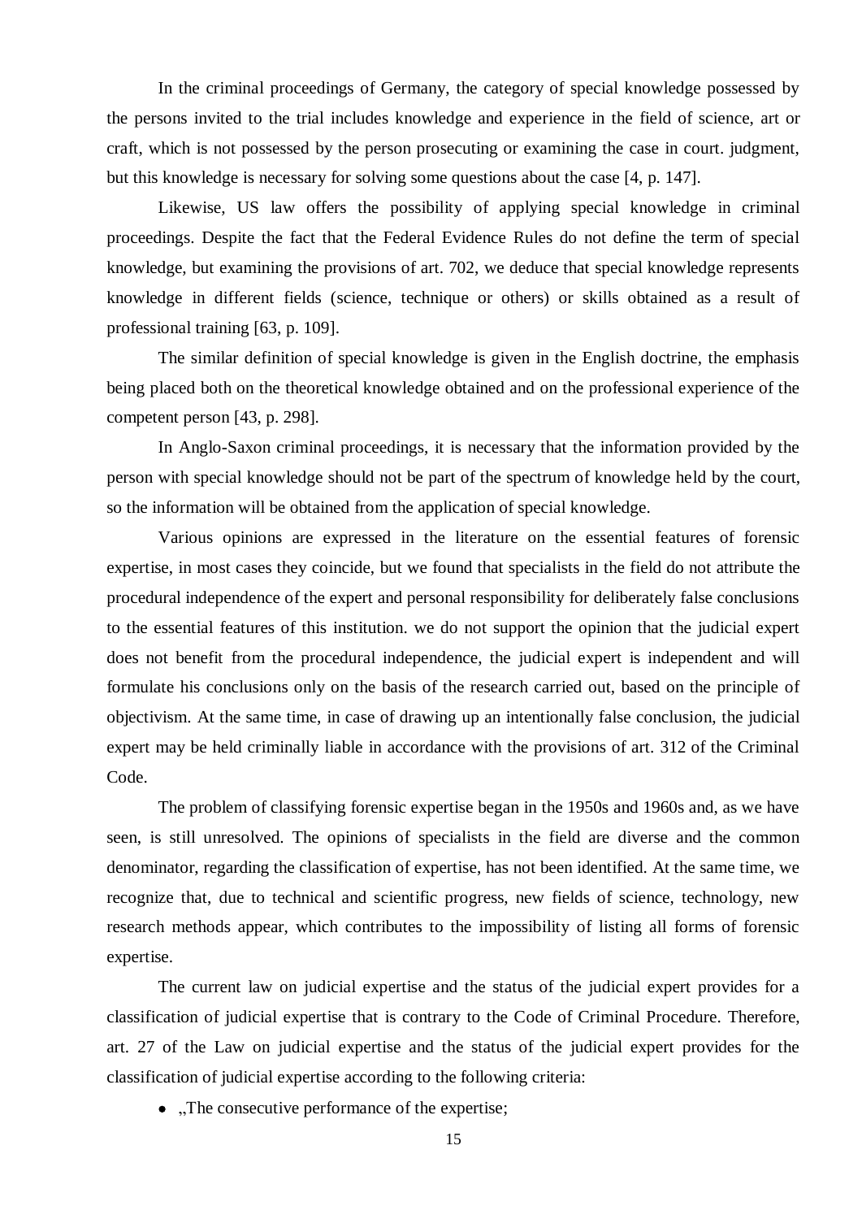In the criminal proceedings of Germany, the category of special knowledge possessed by the persons invited to the trial includes knowledge and experience in the field of science, art or craft, which is not possessed by the person prosecuting or examining the case in court. judgment, but this knowledge is necessary for solving some questions about the case [4, p. 147].

Likewise, US law offers the possibility of applying special knowledge in criminal proceedings. Despite the fact that the Federal Evidence Rules do not define the term of special knowledge, but examining the provisions of art. 702, we deduce that special knowledge represents knowledge in different fields (science, technique or others) or skills obtained as a result of professional training [63, p. 109].

The similar definition of special knowledge is given in the English doctrine, the emphasis being placed both on the theoretical knowledge obtained and on the professional experience of the competent person [43, p. 298].

In Anglo-Saxon criminal proceedings, it is necessary that the information provided by the person with special knowledge should not be part of the spectrum of knowledge held by the court, so the information will be obtained from the application of special knowledge.

Various opinions are expressed in the literature on the essential features of forensic expertise, in most cases they coincide, but we found that specialists in the field do not attribute the procedural independence of the expert and personal responsibility for deliberately false conclusions to the essential features of this institution. we do not support the opinion that the judicial expert does not benefit from the procedural independence, the judicial expert is independent and will formulate his conclusions only on the basis of the research carried out, based on the principle of objectivism. At the same time, in case of drawing up an intentionally false conclusion, the judicial expert may be held criminally liable in accordance with the provisions of art. 312 of the Criminal Code.

The problem of classifying forensic expertise began in the 1950s and 1960s and, as we have seen, is still unresolved. The opinions of specialists in the field are diverse and the common denominator, regarding the classification of expertise, has not been identified. At the same time, we recognize that, due to technical and scientific progress, new fields of science, technology, new research methods appear, which contributes to the impossibility of listing all forms of forensic expertise.

The current law on judicial expertise and the status of the judicial expert provides for a classification of judicial expertise that is contrary to the Code of Criminal Procedure. Therefore, art. 27 of the Law on judicial expertise and the status of the judicial expert provides for the classification of judicial expertise according to the following criteria:

- „The consecutive performance of the expertise;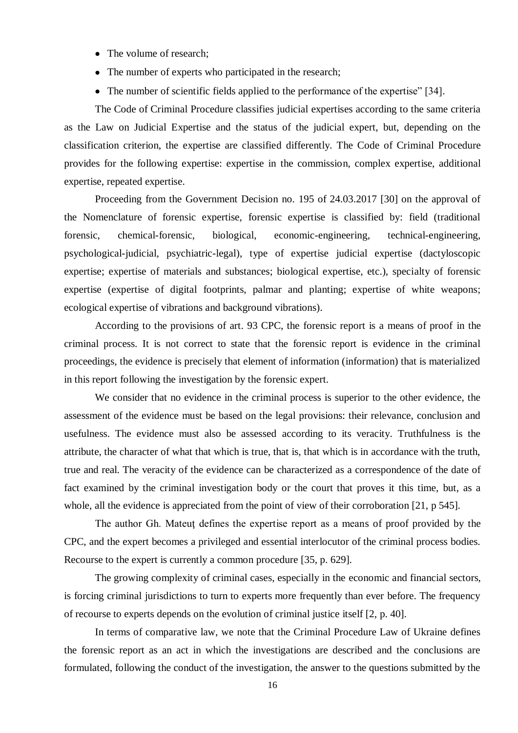- The volume of research;
- The number of experts who participated in the research;
- The number of scientific fields applied to the performance of the expertise" [34].

The Code of Criminal Procedure classifies judicial expertises according to the same criteria as the Law on Judicial Expertise and the status of the judicial expert, but, depending on the classification criterion, the expertise are classified differently. The Code of Criminal Procedure provides for the following expertise: expertise in the commission, complex expertise, additional expertise, repeated expertise.

Proceeding from the Government Decision no. 195 of 24.03.2017 [30] on the approval of the Nomenclature of forensic expertise, forensic expertise is classified by: field (traditional forensic, chemical-forensic, biological, economic-engineering, technical-engineering, psychological-judicial, psychiatric-legal), type of expertise judicial expertise (dactyloscopic expertise; expertise of materials and substances; biological expertise, etc.), specialty of forensic expertise (expertise of digital footprints, palmar and planting; expertise of white weapons; ecological expertise of vibrations and background vibrations).

According to the provisions of art. 93 CPC, the forensic report is a means of proof in the criminal process. It is not correct to state that the forensic report is evidence in the criminal proceedings, the evidence is precisely that element of information (information) that is materialized in this report following the investigation by the forensic expert.

We consider that no evidence in the criminal process is superior to the other evidence, the assessment of the evidence must be based on the legal provisions: their relevance, conclusion and usefulness. The evidence must also be assessed according to its veracity. Truthfulness is the attribute, the character of what that which is true, that is, that which is in accordance with the truth, true and real. The veracity of the evidence can be characterized as a correspondence of the date of fact examined by the criminal investigation body or the court that proves it this time, but, as a whole, all the evidence is appreciated from the point of view of their corroboration [21, p 545].

The author Gh. Mateuț defines the expertise report as a means of proof provided by the CPC, and the expert becomes a privileged and essential interlocutor of the criminal process bodies. Recourse to the expert is currently a common procedure [35, p. 629].

The growing complexity of criminal cases, especially in the economic and financial sectors, is forcing criminal jurisdictions to turn to experts more frequently than ever before. The frequency of recourse to experts depends on the evolution of criminal justice itself [2, p. 40].

In terms of comparative law, we note that the Criminal Procedure Law of Ukraine defines the forensic report as an act in which the investigations are described and the conclusions are formulated, following the conduct of the investigation, the answer to the questions submitted by the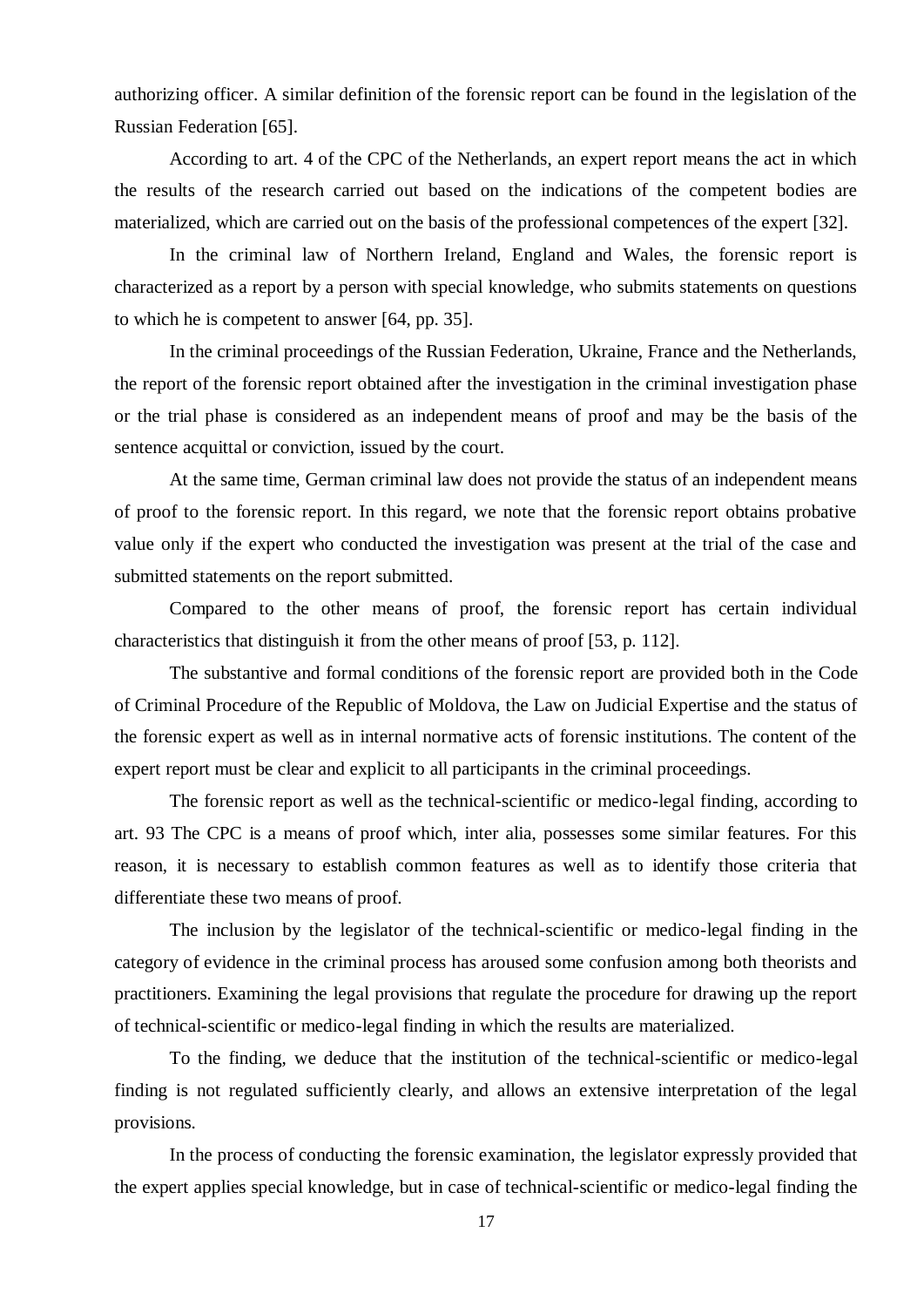authorizing officer. A similar definition of the forensic report can be found in the legislation of the Russian Federation [65].

According to art. 4 of the CPC of the Netherlands, an expert report means the act in which the results of the research carried out based on the indications of the competent bodies are materialized, which are carried out on the basis of the professional competences of the expert [32].

In the criminal law of Northern Ireland, England and Wales, the forensic report is characterized as a report by a person with special knowledge, who submits statements on questions to which he is competent to answer [64, pp. 35].

In the criminal proceedings of the Russian Federation, Ukraine, France and the Netherlands, the report of the forensic report obtained after the investigation in the criminal investigation phase or the trial phase is considered as an independent means of proof and may be the basis of the sentence acquittal or conviction, issued by the court.

At the same time, German criminal law does not provide the status of an independent means of proof to the forensic report. In this regard, we note that the forensic report obtains probative value only if the expert who conducted the investigation was present at the trial of the case and submitted statements on the report submitted.

Compared to the other means of proof, the forensic report has certain individual characteristics that distinguish it from the other means of proof [53, p. 112].

The substantive and formal conditions of the forensic report are provided both in the Code of Criminal Procedure of the Republic of Moldova, the Law on Judicial Expertise and the status of the forensic expert as well as in internal normative acts of forensic institutions. The content of the expert report must be clear and explicit to all participants in the criminal proceedings.

The forensic report as well as the technical-scientific or medico-legal finding, according to art. 93 The CPC is a means of proof which, inter alia, possesses some similar features. For this reason, it is necessary to establish common features as well as to identify those criteria that differentiate these two means of proof.

The inclusion by the legislator of the technical-scientific or medico-legal finding in the category of evidence in the criminal process has aroused some confusion among both theorists and practitioners. Examining the legal provisions that regulate the procedure for drawing up the report of technical-scientific or medico-legal finding in which the results are materialized.

To the finding, we deduce that the institution of the technical-scientific or medico-legal finding is not regulated sufficiently clearly, and allows an extensive interpretation of the legal provisions.

In the process of conducting the forensic examination, the legislator expressly provided that the expert applies special knowledge, but in case of technical-scientific or medico-legal finding the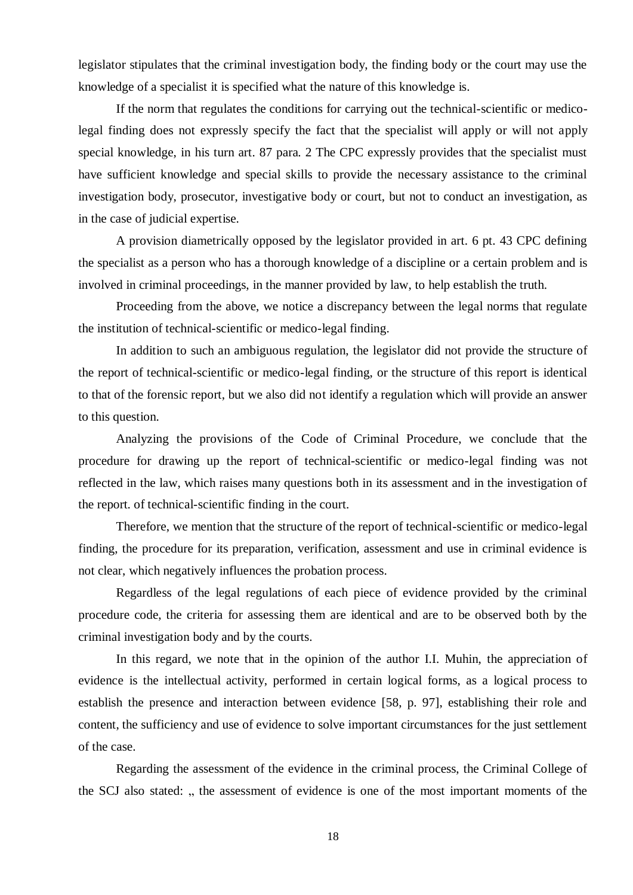legislator stipulates that the criminal investigation body, the finding body or the court may use the knowledge of a specialist it is specified what the nature of this knowledge is.

If the norm that regulates the conditions for carrying out the technical-scientific or medico-legal finding does not expressly specify the fact that the specialist will apply or will not apply special knowledge, in his turn art. 87 para. 2 The CPC expressly provides that the specialist must have sufficient knowledge and special skills to provide the necessary assistance to the criminal investigation body, prosecutor, investigative body or court, but not to conduct an investigation, as in the case of judicial expertise.

A provision diametrically opposed by the legislator provided in art. 6 pt. 43 CPC defining the specialist as a person who has a thorough knowledge of a discipline or a certain problem and is involved in criminal proceedings, in the manner provided by law, to help establish the truth.

Proceeding from the above, we notice a discrepancy between the legal norms that regulate the institution of technical-scientific or medico-legal finding.

In addition to such an ambiguous regulation, the legislator did not provide the structure of the report of technical-scientific or medico-legal finding, or the structure of this report is identical to that of the forensic report, but we also did not identify a regulation which will provide an answer to this question.

Analyzing the provisions of the Code of Criminal Procedure, we conclude that the procedure for drawing up the report of technical-scientific or medico-legal finding was not reflected in the law, which raises many questions both in its assessment and in the investigation of the report. of technical-scientific finding in the court.

Therefore, we mention that the structure of the report of technical-scientific or medico-legal finding, the procedure for its preparation, verification, assessment and use in criminal evidence is not clear, which negatively influences the probation process.

Regardless of the legal regulations of each piece of evidence provided by the criminal procedure code, the criteria for assessing them are identical and are to be observed both by the criminal investigation body and by the courts.

In this regard, we note that in the opinion of the author I.I. Muhin, the appreciation of evidence is the intellectual activity, performed in certain logical forms, as a logical process to establish the presence and interaction between evidence [58, p. 97], establishing their role and content, the sufficiency and use of evidence to solve important circumstances for the just settlement of the case.

Regarding the assessment of the evidence in the criminal process, the Criminal College of the SCJ also stated: „ the assessment of evidence is one of the most important moments of the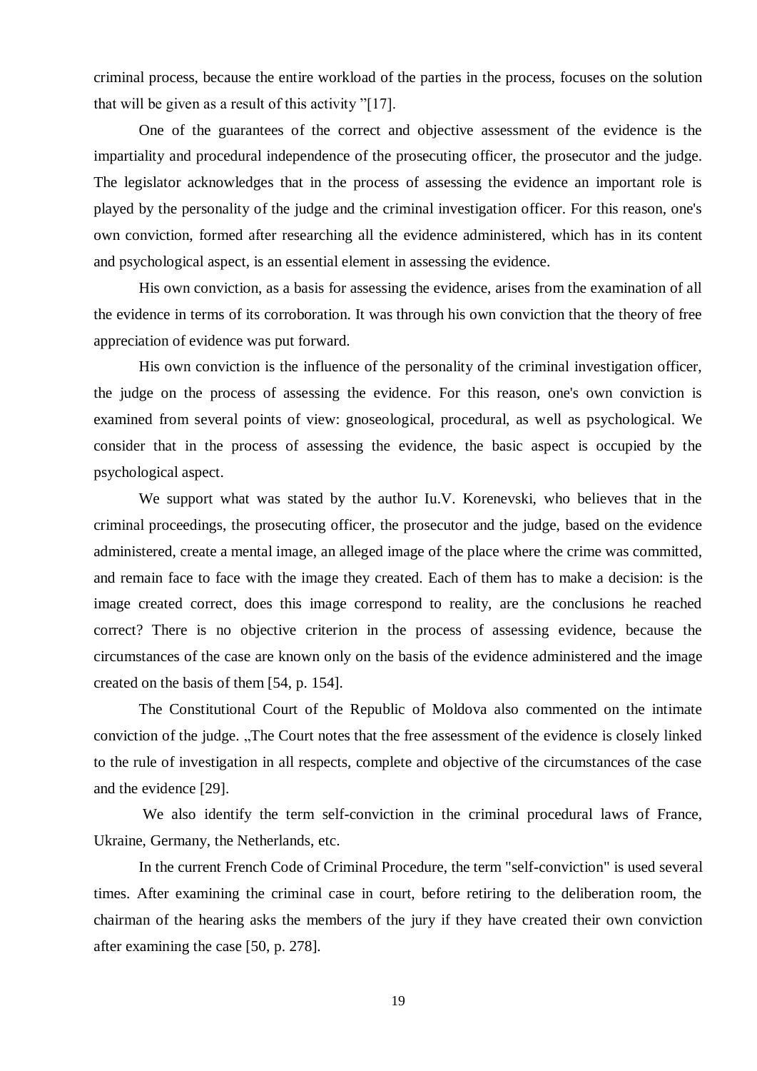criminal process, because the entire workload of the parties in the process, focuses on the solution that will be given as a result of this activity "[17].

One of the guarantees of the correct and objective assessment of the evidence is the impartiality and procedural independence of the prosecuting officer, the prosecutor and the judge. The legislator acknowledges that in the process of assessing the evidence an important role is played by the personality of the judge and the criminal investigation officer. For this reason, one's own conviction, formed after researching all the evidence administered, which has in its content and psychological aspect, is an essential element in assessing the evidence.

His own conviction, as a basis for assessing the evidence, arises from the examination of all the evidence in terms of its corroboration. It was through his own conviction that the theory of free appreciation of evidence was put forward.

His own conviction is the influence of the personality of the criminal investigation officer, the judge on the process of assessing the evidence. For this reason, one's own conviction is examined from several points of view: gnoseological, procedural, as well as psychological. We consider that in the process of assessing the evidence, the basic aspect is occupied by the psychological aspect.

We support what was stated by the author Iu.V. Korenevski, who believes that in the criminal proceedings, the prosecuting officer, the prosecutor and the judge, based on the evidence administered, create a mental image, an alleged image of the place where the crime was committed, and remain face to face with the image they created. Each of them has to make a decision: is the image created correct, does this image correspond to reality, are the conclusions he reached correct? There is no objective criterion in the process of assessing evidence, because the circumstances of the case are known only on the basis of the evidence administered and the image created on the basis of them [54, p. 154].

The Constitutional Court of the Republic of Moldova also commented on the intimate conviction of the judge. „The Court notes that the free assessment of the evidence is closely linked to the rule of investigation in all respects, complete and objective of the circumstances of the case and the evidence [29].

We also identify the term self-conviction in the criminal procedural laws of France, Ukraine, Germany, the Netherlands, etc.

In the current French Code of Criminal Procedure, the term "self-conviction" is used several times. After examining the criminal case in court, before retiring to the deliberation room, the chairman of the hearing asks the members of the jury if they have created their own conviction after examining the case [50, p. 278].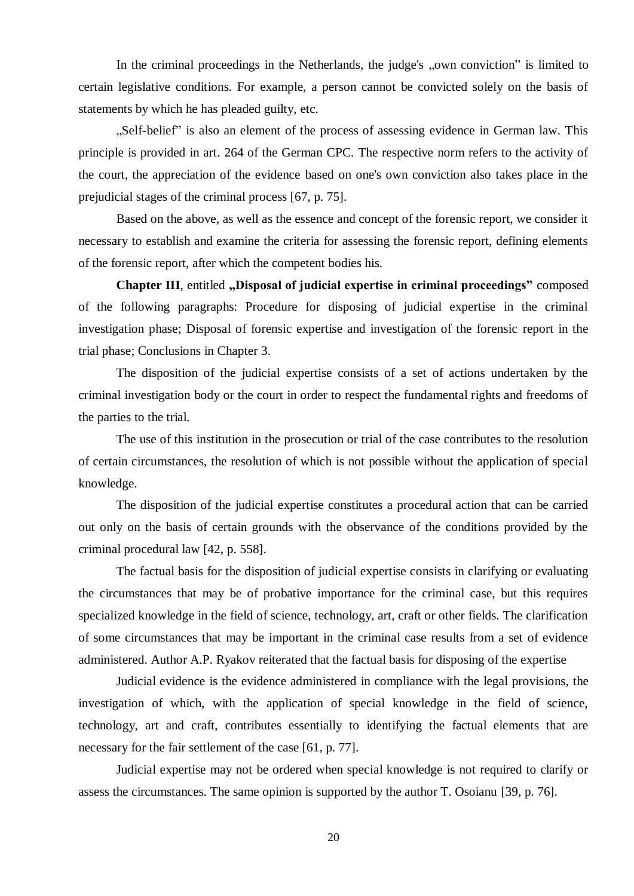In the criminal proceedings in the Netherlands, the judge's „own conviction" is limited to certain legislative conditions. For example, a person cannot be convicted solely on the basis of statements by which he has pleaded guilty, etc.

„Self-belief" is also an element of the process of assessing evidence in German law. This principle is provided in art. 264 of the German CPC. The respective norm refers to the activity of the court, the appreciation of the evidence based on one's own conviction also takes place in the prejudicial stages of the criminal process [67, p. 75].

Based on the above, as well as the essence and concept of the forensic report, we consider it necessary to establish and examine the criteria for assessing the forensic report, defining elements of the forensic report, after which the competent bodies his.

**Chapter III**, entitled **„Disposal of judicial expertise in criminal proceedings"** composed of the following paragraphs: Procedure for disposing of judicial expertise in the criminal investigation phase; Disposal of forensic expertise and investigation of the forensic report in the trial phase; Conclusions in Chapter 3.

The disposition of the judicial expertise consists of a set of actions undertaken by the criminal investigation body or the court in order to respect the fundamental rights and freedoms of the parties to the trial.

The use of this institution in the prosecution or trial of the case contributes to the resolution of certain circumstances, the resolution of which is not possible without the application of special knowledge.

The disposition of the judicial expertise constitutes a procedural action that can be carried out only on the basis of certain grounds with the observance of the conditions provided by the criminal procedural law [42, p. 558].

The factual basis for the disposition of judicial expertise consists in clarifying or evaluating the circumstances that may be of probative importance for the criminal case, but this requires specialized knowledge in the field of science, technology, art, craft or other fields. The clarification of some circumstances that may be important in the criminal case results from a set of evidence administered. Author A.P. Ryakov reiterated that the factual basis for disposing of the expertise

Judicial evidence is the evidence administered in compliance with the legal provisions, the investigation of which, with the application of special knowledge in the field of science, technology, art and craft, contributes essentially to identifying the factual elements that are necessary for the fair settlement of the case [61, p. 77].

Judicial expertise may not be ordered when special knowledge is not required to clarify or assess the circumstances. The same opinion is supported by the author T. Osoianu [39, p. 76].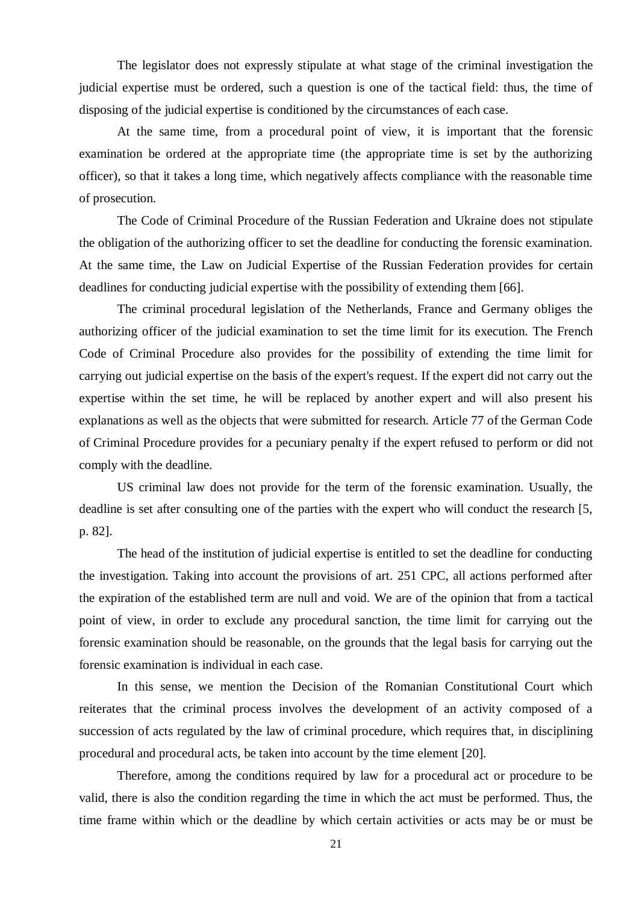The legislator does not expressly stipulate at what stage of the criminal investigation the judicial expertise must be ordered, such a question is one of the tactical field: thus, the time of disposing of the judicial expertise is conditioned by the circumstances of each case.

At the same time, from a procedural point of view, it is important that the forensic examination be ordered at the appropriate time (the appropriate time is set by the authorizing officer), so that it takes a long time, which negatively affects compliance with the reasonable time of prosecution.

The Code of Criminal Procedure of the Russian Federation and Ukraine does not stipulate the obligation of the authorizing officer to set the deadline for conducting the forensic examination. At the same time, the Law on Judicial Expertise of the Russian Federation provides for certain deadlines for conducting judicial expertise with the possibility of extending them [66].

The criminal procedural legislation of the Netherlands, France and Germany obliges the authorizing officer of the judicial examination to set the time limit for its execution. The French Code of Criminal Procedure also provides for the possibility of extending the time limit for carrying out judicial expertise on the basis of the expert's request. If the expert did not carry out the expertise within the set time, he will be replaced by another expert and will also present his explanations as well as the objects that were submitted for research. Article 77 of the German Code of Criminal Procedure provides for a pecuniary penalty if the expert refused to perform or did not comply with the deadline.

US criminal law does not provide for the term of the forensic examination. Usually, the deadline is set after consulting one of the parties with the expert who will conduct the research [5, p. 82].

The head of the institution of judicial expertise is entitled to set the deadline for conducting the investigation. Taking into account the provisions of art. 251 CPC, all actions performed after the expiration of the established term are null and void. We are of the opinion that from a tactical point of view, in order to exclude any procedural sanction, the time limit for carrying out the forensic examination should be reasonable, on the grounds that the legal basis for carrying out the forensic examination is individual in each case.

In this sense, we mention the Decision of the Romanian Constitutional Court which reiterates that the criminal process involves the development of an activity composed of a succession of acts regulated by the law of criminal procedure, which requires that, in disciplining procedural and procedural acts, be taken into account by the time element [20].

Therefore, among the conditions required by law for a procedural act or procedure to be valid, there is also the condition regarding the time in which the act must be performed. Thus, the time frame within which or the deadline by which certain activities or acts may be or must be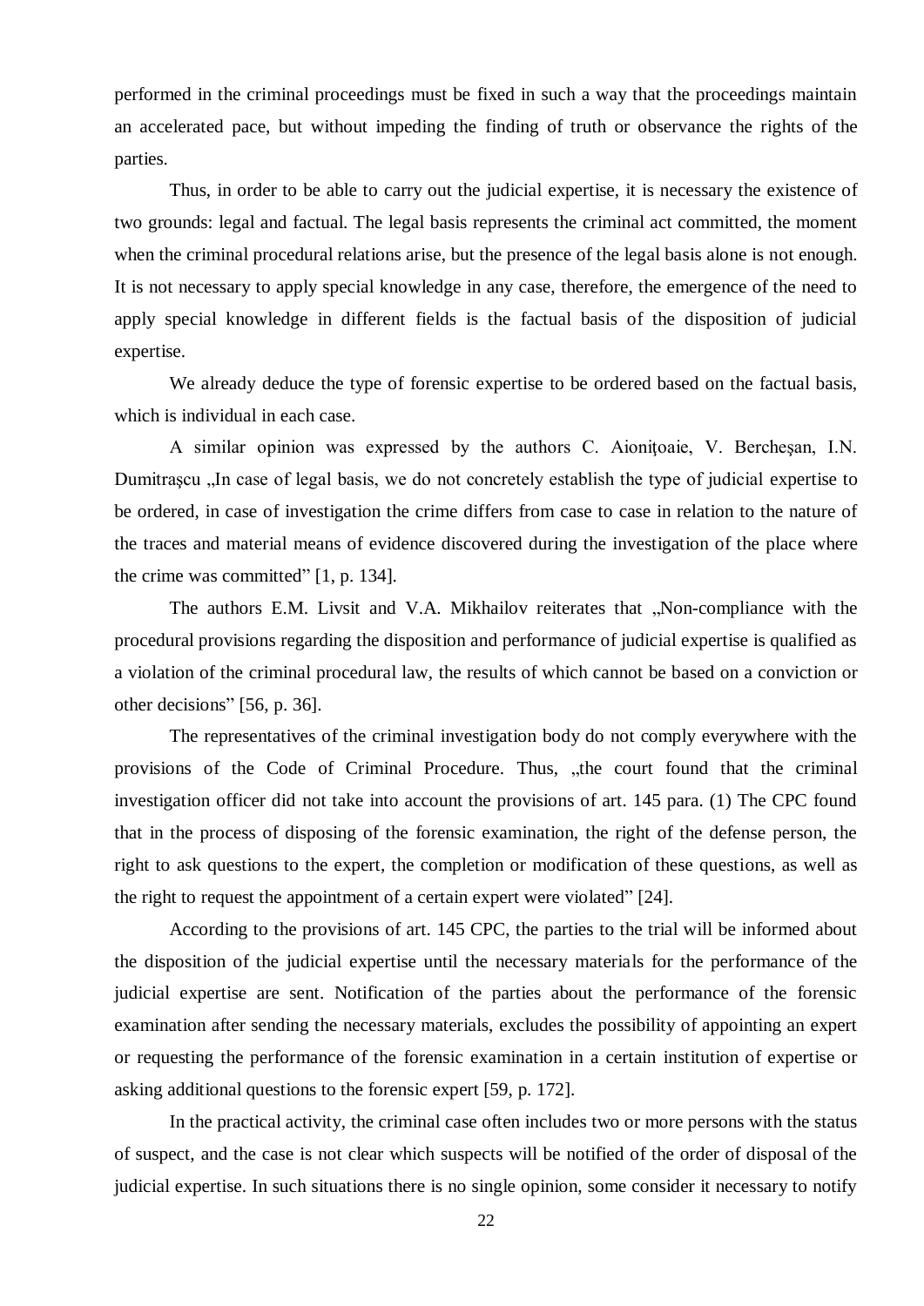performed in the criminal proceedings must be fixed in such a way that the proceedings maintain an accelerated pace, but without impeding the finding of truth or observance the rights of the parties.

Thus, in order to be able to carry out the judicial expertise, it is necessary the existence of two grounds: legal and factual. The legal basis represents the criminal act committed, the moment when the criminal procedural relations arise, but the presence of the legal basis alone is not enough. It is not necessary to apply special knowledge in any case, therefore, the emergence of the need to apply special knowledge in different fields is the factual basis of the disposition of judicial expertise.

We already deduce the type of forensic expertise to be ordered based on the factual basis, which is individual in each case.

A similar opinion was expressed by the authors C. Aioniţoaie, V. Bercheşan, I.N. Dumitraşcu „In case of legal basis, we do not concretely establish the type of judicial expertise to be ordered, in case of investigation the crime differs from case to case in relation to the nature of the traces and material means of evidence discovered during the investigation of the place where the crime was committed" [1, p. 134].

The authors E.M. Livsit and V.A. Mikhailov reiterates that „Non-compliance with the procedural provisions regarding the disposition and performance of judicial expertise is qualified as a violation of the criminal procedural law, the results of which cannot be based on a conviction or other decisions" [56, p. 36].

The representatives of the criminal investigation body do not comply everywhere with the provisions of the Code of Criminal Procedure. Thus, „the court found that the criminal investigation officer did not take into account the provisions of art. 145 para. (1) The CPC found that in the process of disposing of the forensic examination, the right of the defense person, the right to ask questions to the expert, the completion or modification of these questions, as well as the right to request the appointment of a certain expert were violated" [24].

According to the provisions of art. 145 CPC, the parties to the trial will be informed about the disposition of the judicial expertise until the necessary materials for the performance of the judicial expertise are sent. Notification of the parties about the performance of the forensic examination after sending the necessary materials, excludes the possibility of appointing an expert or requesting the performance of the forensic examination in a certain institution of expertise or asking additional questions to the forensic expert [59, p. 172].

In the practical activity, the criminal case often includes two or more persons with the status of suspect, and the case is not clear which suspects will be notified of the order of disposal of the judicial expertise. In such situations there is no single opinion, some consider it necessary to notify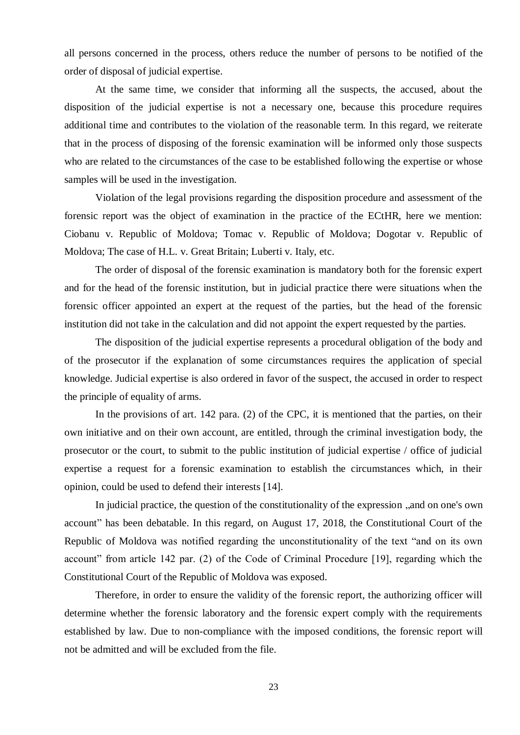all persons concerned in the process, others reduce the number of persons to be notified of the order of disposal of judicial expertise.

At the same time, we consider that informing all the suspects, the accused, about the disposition of the judicial expertise is not a necessary one, because this procedure requires additional time and contributes to the violation of the reasonable term. In this regard, we reiterate that in the process of disposing of the forensic examination will be informed only those suspects who are related to the circumstances of the case to be established following the expertise or whose samples will be used in the investigation.

Violation of the legal provisions regarding the disposition procedure and assessment of the forensic report was the object of examination in the practice of the ECtHR, here we mention: Ciobanu v. Republic of Moldova; Tomac v. Republic of Moldova; Dogotar v. Republic of Moldova; The case of H.L. v. Great Britain; Luberti v. Italy, etc.

The order of disposal of the forensic examination is mandatory both for the forensic expert and for the head of the forensic institution, but in judicial practice there were situations when the forensic officer appointed an expert at the request of the parties, but the head of the forensic institution did not take in the calculation and did not appoint the expert requested by the parties.

The disposition of the judicial expertise represents a procedural obligation of the body and of the prosecutor if the explanation of some circumstances requires the application of special knowledge. Judicial expertise is also ordered in favor of the suspect, the accused in order to respect the principle of equality of arms.

In the provisions of art. 142 para. (2) of the CPC, it is mentioned that the parties, on their own initiative and on their own account, are entitled, through the criminal investigation body, the prosecutor or the court, to submit to the public institution of judicial expertise / office of judicial expertise a request for a forensic examination to establish the circumstances which, in their opinion, could be used to defend their interests [14].

In judicial practice, the question of the constitutionality of the expression „and on one's own account" has been debatable. In this regard, on August 17, 2018, the Constitutional Court of the Republic of Moldova was notified regarding the unconstitutionality of the text "and on its own account" from article 142 par. (2) of the Code of Criminal Procedure [19], regarding which the Constitutional Court of the Republic of Moldova was exposed.

Therefore, in order to ensure the validity of the forensic report, the authorizing officer will determine whether the forensic laboratory and the forensic expert comply with the requirements established by law. Due to non-compliance with the imposed conditions, the forensic report will not be admitted and will be excluded from the file.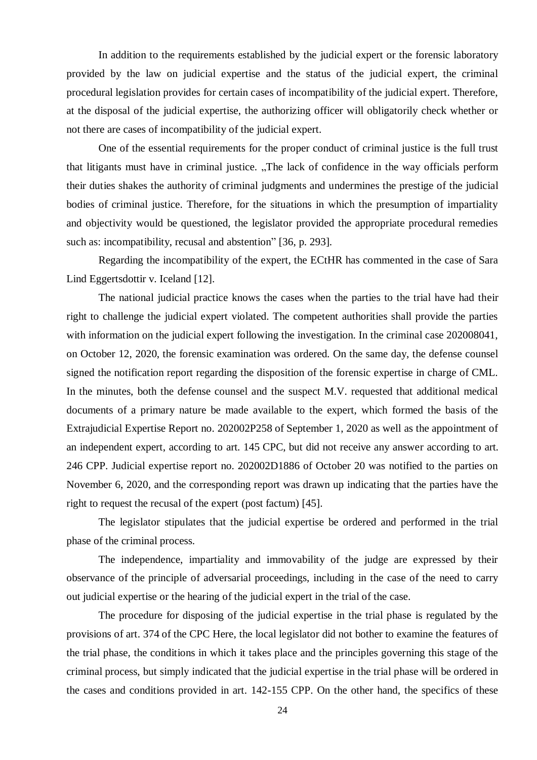In addition to the requirements established by the judicial expert or the forensic laboratory provided by the law on judicial expertise and the status of the judicial expert, the criminal procedural legislation provides for certain cases of incompatibility of the judicial expert. Therefore, at the disposal of the judicial expertise, the authorizing officer will obligatorily check whether or not there are cases of incompatibility of the judicial expert.

One of the essential requirements for the proper conduct of criminal justice is the full trust that litigants must have in criminal justice. „The lack of confidence in the way officials perform their duties shakes the authority of criminal judgments and undermines the prestige of the judicial bodies of criminal justice. Therefore, for the situations in which the presumption of impartiality and objectivity would be questioned, the legislator provided the appropriate procedural remedies such as: incompatibility, recusal and abstention" [36, p. 293].

Regarding the incompatibility of the expert, the ECtHR has commented in the case of Sara Lind Eggertsdottir v. Iceland [12].

The national judicial practice knows the cases when the parties to the trial have had their right to challenge the judicial expert violated. The competent authorities shall provide the parties with information on the judicial expert following the investigation. In the criminal case 202008041, on October 12, 2020, the forensic examination was ordered. On the same day, the defense counsel signed the notification report regarding the disposition of the forensic expertise in charge of CML. In the minutes, both the defense counsel and the suspect M.V. requested that additional medical documents of a primary nature be made available to the expert, which formed the basis of the Extrajudicial Expertise Report no. 202002P258 of September 1, 2020 as well as the appointment of an independent expert, according to art. 145 CPC, but did not receive any answer according to art. 246 CPP. Judicial expertise report no. 202002D1886 of October 20 was notified to the parties on November 6, 2020, and the corresponding report was drawn up indicating that the parties have the right to request the recusal of the expert (post factum) [45].

The legislator stipulates that the judicial expertise be ordered and performed in the trial phase of the criminal process.

The independence, impartiality and immovability of the judge are expressed by their observance of the principle of adversarial proceedings, including in the case of the need to carry out judicial expertise or the hearing of the judicial expert in the trial of the case.

The procedure for disposing of the judicial expertise in the trial phase is regulated by the provisions of art. 374 of the CPC Here, the local legislator did not bother to examine the features of the trial phase, the conditions in which it takes place and the principles governing this stage of the criminal process, but simply indicated that the judicial expertise in the trial phase will be ordered in the cases and conditions provided in art. 142-155 CPP. On the other hand, the specifics of these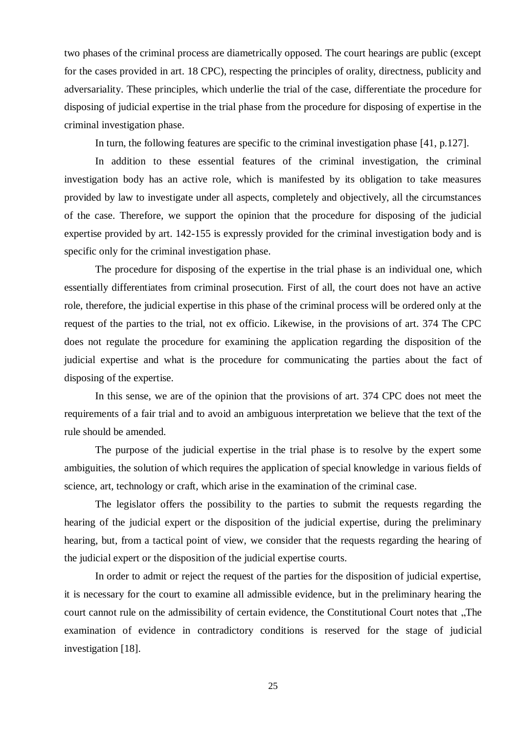two phases of the criminal process are diametrically opposed. The court hearings are public (except for the cases provided in art. 18 CPC), respecting the principles of orality, directness, publicity and adversariality. These principles, which underlie the trial of the case, differentiate the procedure for disposing of judicial expertise in the trial phase from the procedure for disposing of expertise in the criminal investigation phase.

In turn, the following features are specific to the criminal investigation phase [41, p.127].

In addition to these essential features of the criminal investigation, the criminal investigation body has an active role, which is manifested by its obligation to take measures provided by law to investigate under all aspects, completely and objectively, all the circumstances of the case. Therefore, we support the opinion that the procedure for disposing of the judicial expertise provided by art. 142-155 is expressly provided for the criminal investigation body and is specific only for the criminal investigation phase.

The procedure for disposing of the expertise in the trial phase is an individual one, which essentially differentiates from criminal prosecution. First of all, the court does not have an active role, therefore, the judicial expertise in this phase of the criminal process will be ordered only at the request of the parties to the trial, not ex officio. Likewise, in the provisions of art. 374 The CPC does not regulate the procedure for examining the application regarding the disposition of the judicial expertise and what is the procedure for communicating the parties about the fact of disposing of the expertise.

In this sense, we are of the opinion that the provisions of art. 374 CPC does not meet the requirements of a fair trial and to avoid an ambiguous interpretation we believe that the text of the rule should be amended.

The purpose of the judicial expertise in the trial phase is to resolve by the expert some ambiguities, the solution of which requires the application of special knowledge in various fields of science, art, technology or craft, which arise in the examination of the criminal case.

The legislator offers the possibility to the parties to submit the requests regarding the hearing of the judicial expert or the disposition of the judicial expertise, during the preliminary hearing, but, from a tactical point of view, we consider that the requests regarding the hearing of the judicial expert or the disposition of the judicial expertise courts.

In order to admit or reject the request of the parties for the disposition of judicial expertise, it is necessary for the court to examine all admissible evidence, but in the preliminary hearing the court cannot rule on the admissibility of certain evidence, the Constitutional Court notes that „The examination of evidence in contradictory conditions is reserved for the stage of judicial investigation [18].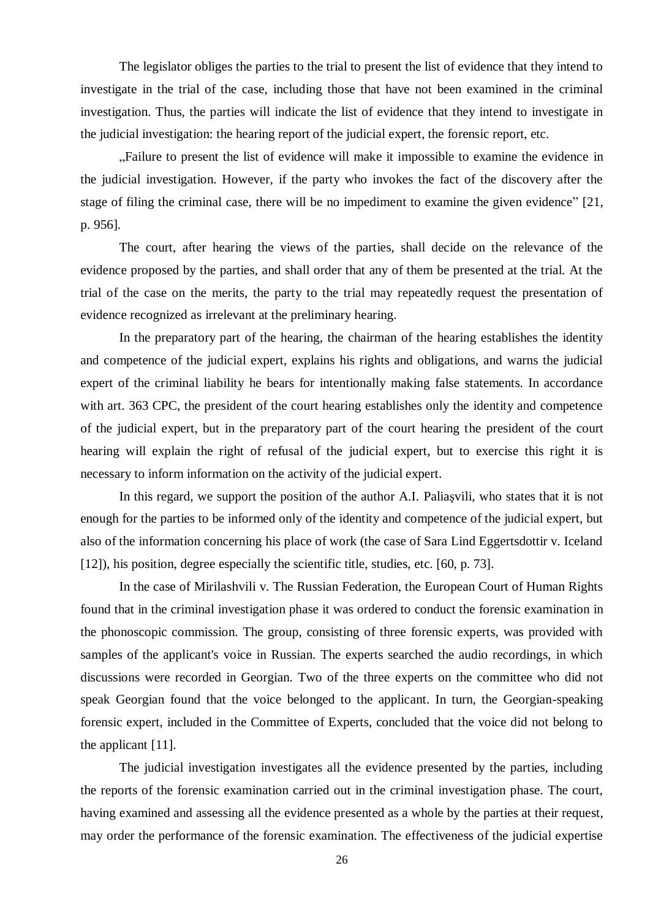The legislator obliges the parties to the trial to present the list of evidence that they intend to investigate in the trial of the case, including those that have not been examined in the criminal investigation. Thus, the parties will indicate the list of evidence that they intend to investigate in the judicial investigation: the hearing report of the judicial expert, the forensic report, etc.

„Failure to present the list of evidence will make it impossible to examine the evidence in the judicial investigation. However, if the party who invokes the fact of the discovery after the stage of filing the criminal case, there will be no impediment to examine the given evidence" [21, p. 956].

The court, after hearing the views of the parties, shall decide on the relevance of the evidence proposed by the parties, and shall order that any of them be presented at the trial. At the trial of the case on the merits, the party to the trial may repeatedly request the presentation of evidence recognized as irrelevant at the preliminary hearing.

In the preparatory part of the hearing, the chairman of the hearing establishes the identity and competence of the judicial expert, explains his rights and obligations, and warns the judicial expert of the criminal liability he bears for intentionally making false statements. In accordance with art. 363 CPC, the president of the court hearing establishes only the identity and competence of the judicial expert, but in the preparatory part of the court hearing the president of the court hearing will explain the right of refusal of the judicial expert, but to exercise this right it is necessary to inform information on the activity of the judicial expert.

In this regard, we support the position of the author A.I. Paliaşvili, who states that it is not enough for the parties to be informed only of the identity and competence of the judicial expert, but also of the information concerning his place of work (the case of Sara Lind Eggertsdottir v. Iceland [12]), his position, degree especially the scientific title, studies, etc. [60, p. 73].

In the case of Mirilashvili v. The Russian Federation, the European Court of Human Rights found that in the criminal investigation phase it was ordered to conduct the forensic examination in the phonoscopic commission. The group, consisting of three forensic experts, was provided with samples of the applicant's voice in Russian. The experts searched the audio recordings, in which discussions were recorded in Georgian. Two of the three experts on the committee who did not speak Georgian found that the voice belonged to the applicant. In turn, the Georgian-speaking forensic expert, included in the Committee of Experts, concluded that the voice did not belong to the applicant [11].

The judicial investigation investigates all the evidence presented by the parties, including the reports of the forensic examination carried out in the criminal investigation phase. The court, having examined and assessing all the evidence presented as a whole by the parties at their request, may order the performance of the forensic examination. The effectiveness of the judicial expertise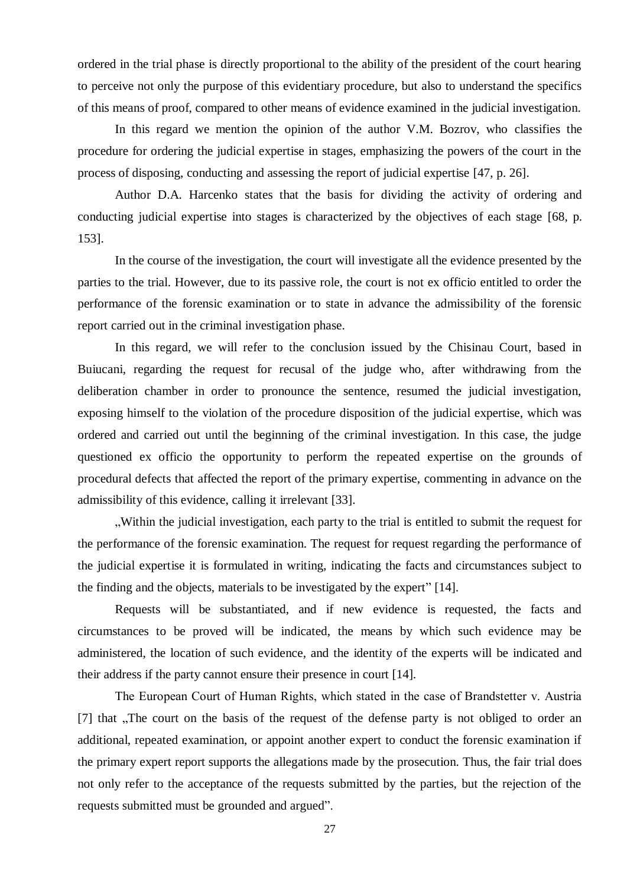ordered in the trial phase is directly proportional to the ability of the president of the court hearing to perceive not only the purpose of this evidentiary procedure, but also to understand the specifics of this means of proof, compared to other means of evidence examined in the judicial investigation.

In this regard we mention the opinion of the author V.M. Bozrov, who classifies the procedure for ordering the judicial expertise in stages, emphasizing the powers of the court in the process of disposing, conducting and assessing the report of judicial expertise [47, p. 26].

Author D.A. Harcenko states that the basis for dividing the activity of ordering and conducting judicial expertise into stages is characterized by the objectives of each stage [68, p. 153].

In the course of the investigation, the court will investigate all the evidence presented by the parties to the trial. However, due to its passive role, the court is not ex officio entitled to order the performance of the forensic examination or to state in advance the admissibility of the forensic report carried out in the criminal investigation phase.

In this regard, we will refer to the conclusion issued by the Chisinau Court, based in Buiucani, regarding the request for recusal of the judge who, after withdrawing from the deliberation chamber in order to pronounce the sentence, resumed the judicial investigation, exposing himself to the violation of the procedure disposition of the judicial expertise, which was ordered and carried out until the beginning of the criminal investigation. In this case, the judge questioned ex officio the opportunity to perform the repeated expertise on the grounds of procedural defects that affected the report of the primary expertise, commenting in advance on the admissibility of this evidence, calling it irrelevant [33].

„Within the judicial investigation, each party to the trial is entitled to submit the request for the performance of the forensic examination. The request for request regarding the performance of the judicial expertise it is formulated in writing, indicating the facts and circumstances subject to the finding and the objects, materials to be investigated by the expert" [14].

Requests will be substantiated, and if new evidence is requested, the facts and circumstances to be proved will be indicated, the means by which such evidence may be administered, the location of such evidence, and the identity of the experts will be indicated and their address if the party cannot ensure their presence in court [14].

The European Court of Human Rights, which stated in the case of Brandstetter v. Austria [7] that „The court on the basis of the request of the defense party is not obliged to order an additional, repeated examination, or appoint another expert to conduct the forensic examination if the primary expert report supports the allegations made by the prosecution. Thus, the fair trial does not only refer to the acceptance of the requests submitted by the parties, but the rejection of the requests submitted must be grounded and argued".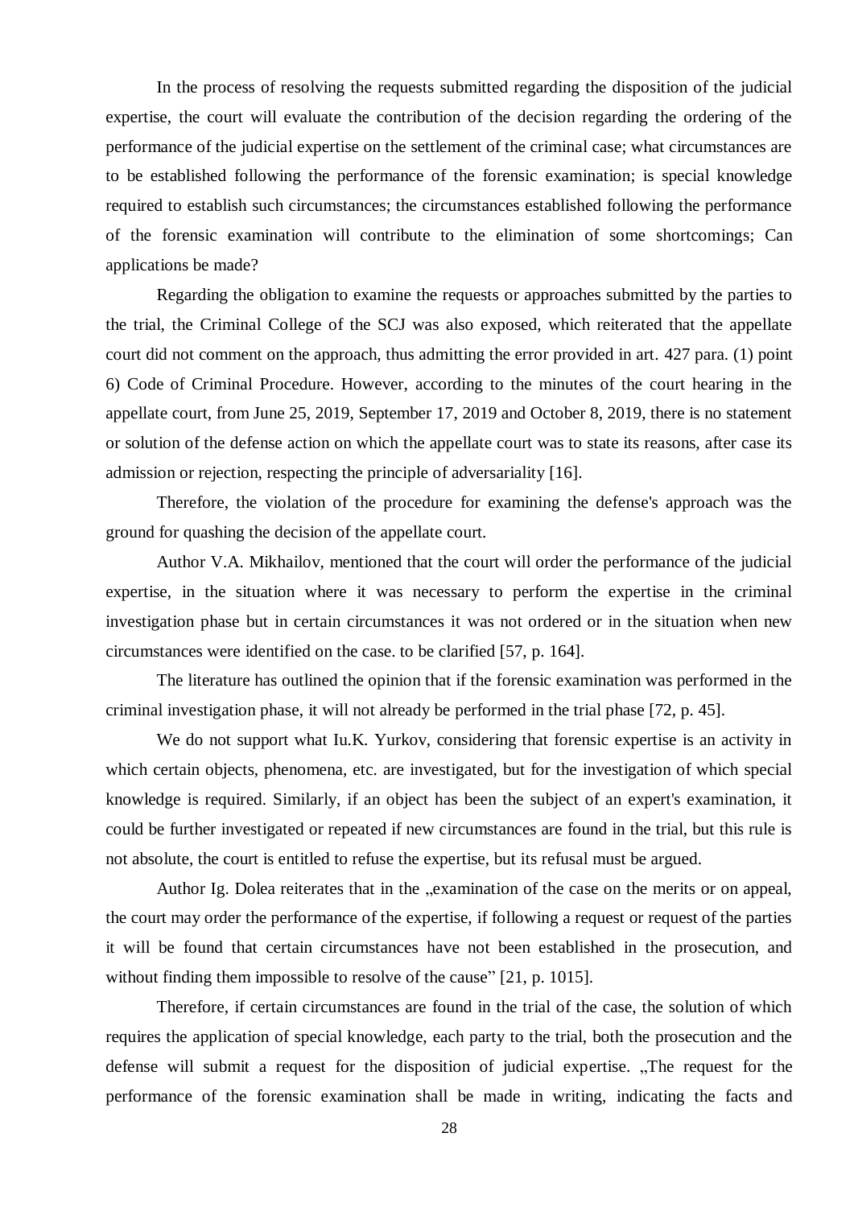In the process of resolving the requests submitted regarding the disposition of the judicial expertise, the court will evaluate the contribution of the decision regarding the ordering of the performance of the judicial expertise on the settlement of the criminal case; what circumstances are to be established following the performance of the forensic examination; is special knowledge required to establish such circumstances; the circumstances established following the performance of the forensic examination will contribute to the elimination of some shortcomings; Can applications be made?

Regarding the obligation to examine the requests or approaches submitted by the parties to the trial, the Criminal College of the SCJ was also exposed, which reiterated that the appellate court did not comment on the approach, thus admitting the error provided in art. 427 para. (1) point 6) Code of Criminal Procedure. However, according to the minutes of the court hearing in the appellate court, from June 25, 2019, September 17, 2019 and October 8, 2019, there is no statement or solution of the defense action on which the appellate court was to state its reasons, after case its admission or rejection, respecting the principle of adversariality [16].

Therefore, the violation of the procedure for examining the defense's approach was the ground for quashing the decision of the appellate court.

Author V.A. Mikhailov, mentioned that the court will order the performance of the judicial expertise, in the situation where it was necessary to perform the expertise in the criminal investigation phase but in certain circumstances it was not ordered or in the situation when new circumstances were identified on the case. to be clarified [57, p. 164].

The literature has outlined the opinion that if the forensic examination was performed in the criminal investigation phase, it will not already be performed in the trial phase [72, p. 45].

We do not support what Iu.K. Yurkov, considering that forensic expertise is an activity in which certain objects, phenomena, etc. are investigated, but for the investigation of which special knowledge is required. Similarly, if an object has been the subject of an expert's examination, it could be further investigated or repeated if new circumstances are found in the trial, but this rule is not absolute, the court is entitled to refuse the expertise, but its refusal must be argued.

Author Ig. Dolea reiterates that in the „examination of the case on the merits or on appeal, the court may order the performance of the expertise, if following a request or request of the parties it will be found that certain circumstances have not been established in the prosecution, and without finding them impossible to resolve of the cause" [21, p. 1015].

Therefore, if certain circumstances are found in the trial of the case, the solution of which requires the application of special knowledge, each party to the trial, both the prosecution and the defense will submit a request for the disposition of judicial expertise. „The request for the performance of the forensic examination shall be made in writing, indicating the facts and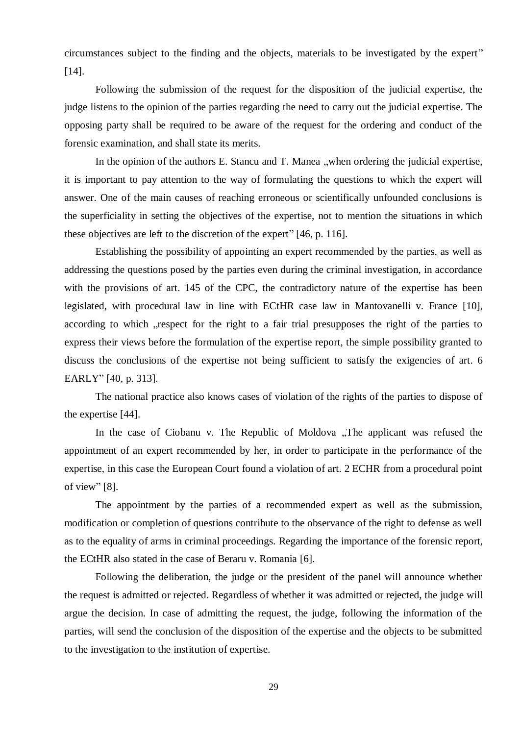circumstances subject to the finding and the objects, materials to be investigated by the expert" [14].

Following the submission of the request for the disposition of the judicial expertise, the judge listens to the opinion of the parties regarding the need to carry out the judicial expertise. The opposing party shall be required to be aware of the request for the ordering and conduct of the forensic examination, and shall state its merits.

In the opinion of the authors E. Stancu and T. Manea „when ordering the judicial expertise, it is important to pay attention to the way of formulating the questions to which the expert will answer. One of the main causes of reaching erroneous or scientifically unfounded conclusions is the superficiality in setting the objectives of the expertise, not to mention the situations in which these objectives are left to the discretion of the expert" [46, p. 116].

Establishing the possibility of appointing an expert recommended by the parties, as well as addressing the questions posed by the parties even during the criminal investigation, in accordance with the provisions of art. 145 of the CPC, the contradictory nature of the expertise has been legislated, with procedural law in line with ECtHR case law in Mantovanelli v. France [10], according to which „respect for the right to a fair trial presupposes the right of the parties to express their views before the formulation of the expertise report, the simple possibility granted to discuss the conclusions of the expertise not being sufficient to satisfy the exigencies of art. 6 EARLY" [40, p. 313].

The national practice also knows cases of violation of the rights of the parties to dispose of the expertise [44].

In the case of Ciobanu v. The Republic of Moldova „The applicant was refused the appointment of an expert recommended by her, in order to participate in the performance of the expertise, in this case the European Court found a violation of art. 2 ECHR from a procedural point of view" [8].

The appointment by the parties of a recommended expert as well as the submission, modification or completion of questions contribute to the observance of the right to defense as well as to the equality of arms in criminal proceedings. Regarding the importance of the forensic report, the ECtHR also stated in the case of Beraru v. Romania [6].

Following the deliberation, the judge or the president of the panel will announce whether the request is admitted or rejected. Regardless of whether it was admitted or rejected, the judge will argue the decision. In case of admitting the request, the judge, following the information of the parties, will send the conclusion of the disposition of the expertise and the objects to be submitted to the investigation to the institution of expertise.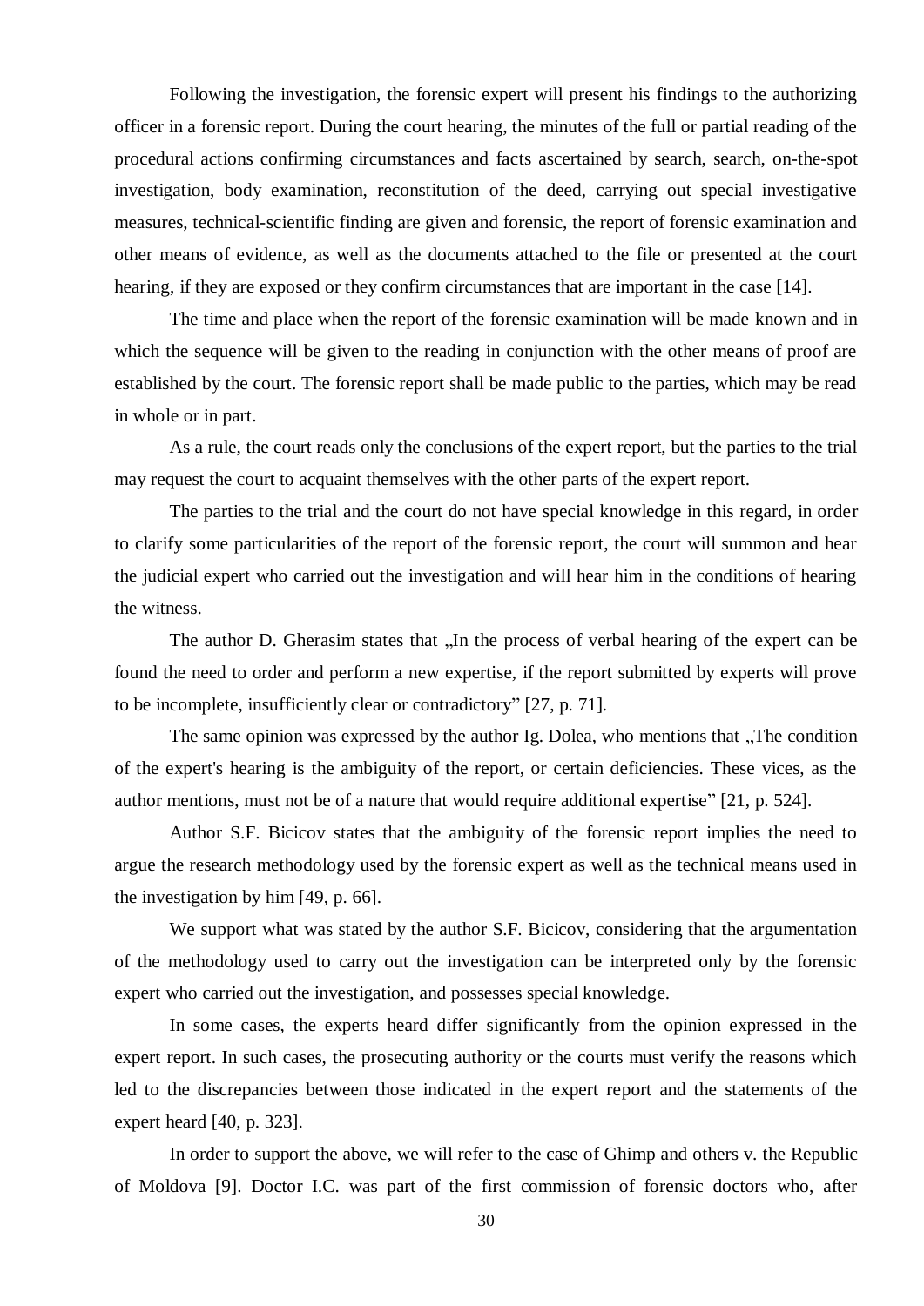Following the investigation, the forensic expert will present his findings to the authorizing officer in a forensic report. During the court hearing, the minutes of the full or partial reading of the procedural actions confirming circumstances and facts ascertained by search, search, on-the-spot investigation, body examination, reconstitution of the deed, carrying out special investigative measures, technical-scientific finding are given and forensic, the report of forensic examination and other means of evidence, as well as the documents attached to the file or presented at the court hearing, if they are exposed or they confirm circumstances that are important in the case [14].

The time and place when the report of the forensic examination will be made known and in which the sequence will be given to the reading in conjunction with the other means of proof are established by the court. The forensic report shall be made public to the parties, which may be read in whole or in part.

As a rule, the court reads only the conclusions of the expert report, but the parties to the trial may request the court to acquaint themselves with the other parts of the expert report.

The parties to the trial and the court do not have special knowledge in this regard, in order to clarify some particularities of the report of the forensic report, the court will summon and hear the judicial expert who carried out the investigation and will hear him in the conditions of hearing the witness.

The author D. Gherasim states that „In the process of verbal hearing of the expert can be found the need to order and perform a new expertise, if the report submitted by experts will prove to be incomplete, insufficiently clear or contradictory" [27, p. 71].

The same opinion was expressed by the author Ig. Dolea, who mentions that „The condition of the expert's hearing is the ambiguity of the report, or certain deficiencies. These vices, as the author mentions, must not be of a nature that would require additional expertise" [21, p. 524].

Author S.F. Bicicov states that the ambiguity of the forensic report implies the need to argue the research methodology used by the forensic expert as well as the technical means used in the investigation by him [49, p. 66].

We support what was stated by the author S.F. Bicicov, considering that the argumentation of the methodology used to carry out the investigation can be interpreted only by the forensic expert who carried out the investigation, and possesses special knowledge.

In some cases, the experts heard differ significantly from the opinion expressed in the expert report. In such cases, the prosecuting authority or the courts must verify the reasons which led to the discrepancies between those indicated in the expert report and the statements of the expert heard [40, p. 323].

In order to support the above, we will refer to the case of Ghimp and others v. the Republic of Moldova [9]. Doctor I.C. was part of the first commission of forensic doctors who, after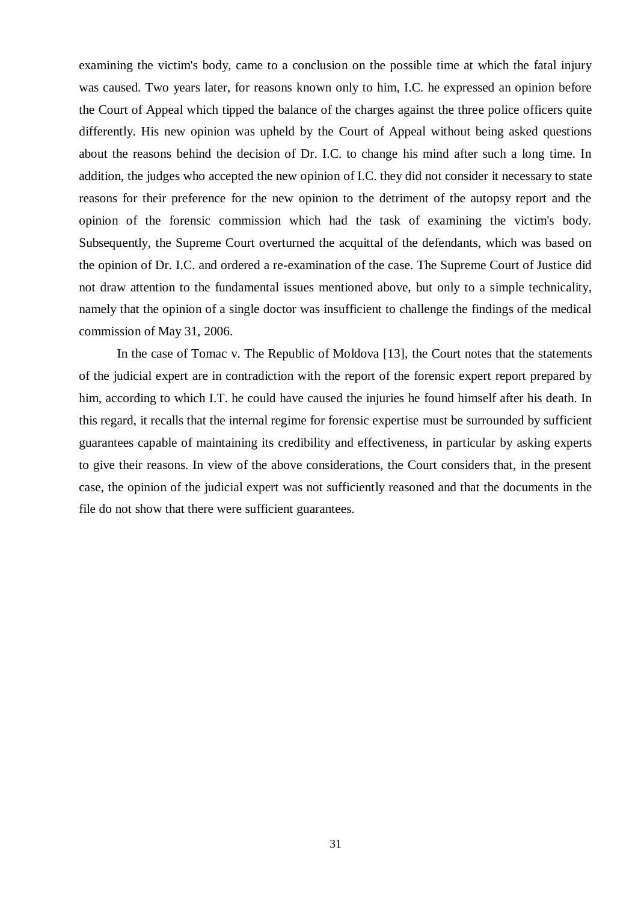examining the victim's body, came to a conclusion on the possible time at which the fatal injury was caused. Two years later, for reasons known only to him, I.C. he expressed an opinion before the Court of Appeal which tipped the balance of the charges against the three police officers quite differently. His new opinion was upheld by the Court of Appeal without being asked questions about the reasons behind the decision of Dr. I.C. to change his mind after such a long time. In addition, the judges who accepted the new opinion of I.C. they did not consider it necessary to state reasons for their preference for the new opinion to the detriment of the autopsy report and the opinion of the forensic commission which had the task of examining the victim's body. Subsequently, the Supreme Court overturned the acquittal of the defendants, which was based on the opinion of Dr. I.C. and ordered a re-examination of the case. The Supreme Court of Justice did not draw attention to the fundamental issues mentioned above, but only to a simple technicality, namely that the opinion of a single doctor was insufficient to challenge the findings of the medical commission of May 31, 2006.

In the case of Tomac v. The Republic of Moldova [13], the Court notes that the statements of the judicial expert are in contradiction with the report of the forensic expert report prepared by him, according to which I.T. he could have caused the injuries he found himself after his death. In this regard, it recalls that the internal regime for forensic expertise must be surrounded by sufficient guarantees capable of maintaining its credibility and effectiveness, in particular by asking experts to give their reasons. In view of the above considerations, the Court considers that, in the present case, the opinion of the judicial expert was not sufficiently reasoned and that the documents in the file do not show that there were sufficient guarantees.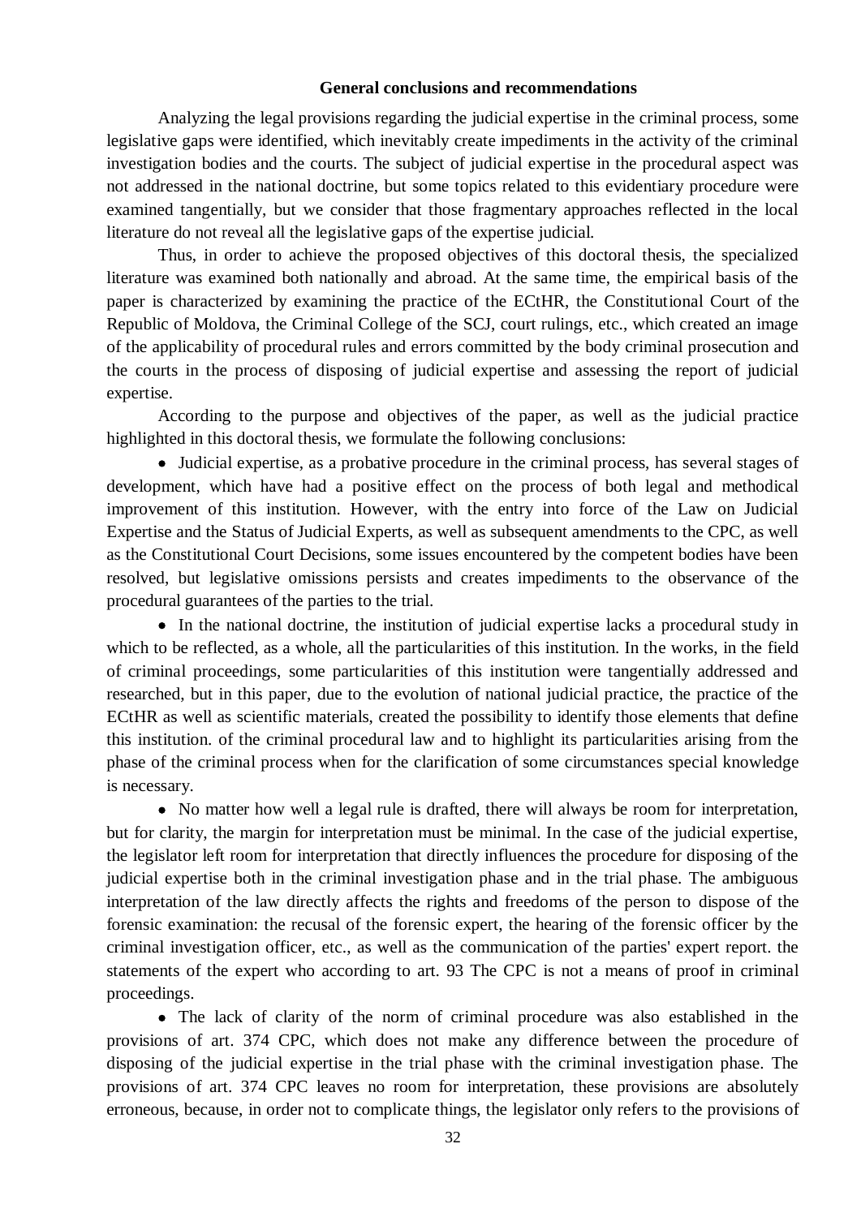## General conclusions and recommendations

Analyzing the legal provisions regarding the judicial expertise in the criminal process, some legislative gaps were identified, which inevitably create impediments in the activity of the criminal investigation bodies and the courts. The subject of judicial expertise in the procedural aspect was not addressed in the national doctrine, but some topics related to this evidentiary procedure were examined tangentially, but we consider that those fragmentary approaches reflected in the local literature do not reveal all the legislative gaps of the expertise judicial.

Thus, in order to achieve the proposed objectives of this doctoral thesis, the specialized literature was examined both nationally and abroad. At the same time, the empirical basis of the paper is characterized by examining the practice of the ECtHR, the Constitutional Court of the Republic of Moldova, the Criminal College of the SCJ, court rulings, etc., which created an image of the applicability of procedural rules and errors committed by the body criminal prosecution and the courts in the process of disposing of judicial expertise and assessing the report of judicial expertise.

According to the purpose and objectives of the paper, as well as the judicial practice highlighted in this doctoral thesis, we formulate the following conclusions:

- Judicial expertise, as a probative procedure in the criminal process, has several stages of development, which have had a positive effect on the process of both legal and methodical improvement of this institution. However, with the entry into force of the Law on Judicial Expertise and the Status of Judicial Experts, as well as subsequent amendments to the CPC, as well as the Constitutional Court Decisions, some issues encountered by the competent bodies have been resolved, but legislative omissions persists and creates impediments to the observance of the procedural guarantees of the parties to the trial.
- In the national doctrine, the institution of judicial expertise lacks a procedural study in which to be reflected, as a whole, all the particularities of this institution. In the works, in the field of criminal proceedings, some particularities of this institution were tangentially addressed and researched, but in this paper, due to the evolution of national judicial practice, the practice of the ECtHR as well as scientific materials, created the possibility to identify those elements that define this institution. of the criminal procedural law and to highlight its particularities arising from the phase of the criminal process when for the clarification of some circumstances special knowledge is necessary.
- No matter how well a legal rule is drafted, there will always be room for interpretation, but for clarity, the margin for interpretation must be minimal. In the case of the judicial expertise, the legislator left room for interpretation that directly influences the procedure for disposing of the judicial expertise both in the criminal investigation phase and in the trial phase. The ambiguous interpretation of the law directly affects the rights and freedoms of the person to dispose of the forensic examination: the recusal of the forensic expert, the hearing of the forensic officer by the criminal investigation officer, etc., as well as the communication of the parties' expert report. the statements of the expert who according to art. 93 The CPC is not a means of proof in criminal proceedings.
- The lack of clarity of the norm of criminal procedure was also established in the provisions of art. 374 CPC, which does not make any difference between the procedure of disposing of the judicial expertise in the trial phase with the criminal investigation phase. The provisions of art. 374 CPC leaves no room for interpretation, these provisions are absolutely erroneous, because, in order not to complicate things, the legislator only refers to the provisions of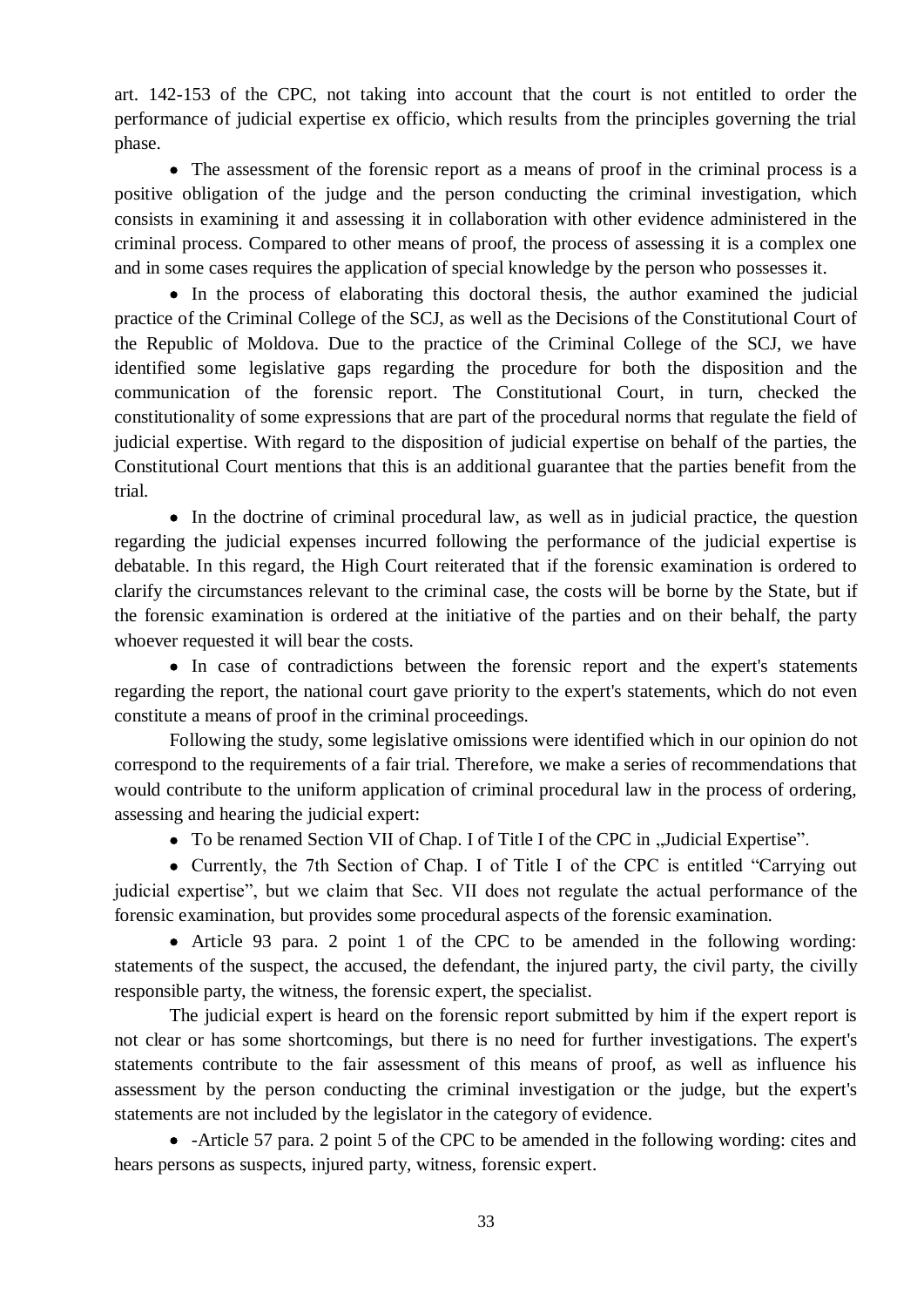art. 142-153 of the CPC, not taking into account that the court is not entitled to order the performance of judicial expertise ex officio, which results from the principles governing the trial phase.

- The assessment of the forensic report as a means of proof in the criminal process is a positive obligation of the judge and the person conducting the criminal investigation, which consists in examining it and assessing it in collaboration with other evidence administered in the criminal process. Compared to other means of proof, the process of assessing it is a complex one and in some cases requires the application of special knowledge by the person who possesses it.
- In the process of elaborating this doctoral thesis, the author examined the judicial practice of the Criminal College of the SCJ, as well as the Decisions of the Constitutional Court of the Republic of Moldova. Due to the practice of the Criminal College of the SCJ, we have identified some legislative gaps regarding the procedure for both the disposition and the communication of the forensic report. The Constitutional Court, in turn, checked the constitutionality of some expressions that are part of the procedural norms that regulate the field of judicial expertise. With regard to the disposition of judicial expertise on behalf of the parties, the Constitutional Court mentions that this is an additional guarantee that the parties benefit from the trial.
- In the doctrine of criminal procedural law, as well as in judicial practice, the question regarding the judicial expenses incurred following the performance of the judicial expertise is debatable. In this regard, the High Court reiterated that if the forensic examination is ordered to clarify the circumstances relevant to the criminal case, the costs will be borne by the State, but if the forensic examination is ordered at the initiative of the parties and on their behalf, the party whoever requested it will bear the costs.
- In case of contradictions between the forensic report and the expert's statements regarding the report, the national court gave priority to the expert's statements, which do not even constitute a means of proof in the criminal proceedings.

Following the study, some legislative omissions were identified which in our opinion do not correspond to the requirements of a fair trial. Therefore, we make a series of recommendations that would contribute to the uniform application of criminal procedural law in the process of ordering, assessing and hearing the judicial expert:

- To be renamed Section VII of Chap. I of Title I of the CPC in „Judicial Expertise".
- Currently, the 7th Section of Chap. I of Title I of the CPC is entitled "Carrying out judicial expertise", but we claim that Sec. VII does not regulate the actual performance of the forensic examination, but provides some procedural aspects of the forensic examination.
- Article 93 para. 2 point 1 of the CPC to be amended in the following wording: statements of the suspect, the accused, the defendant, the injured party, the civil party, the civilly responsible party, the witness, the forensic expert, the specialist.

The judicial expert is heard on the forensic report submitted by him if the expert report is not clear or has some shortcomings, but there is no need for further investigations. The expert's statements contribute to the fair assessment of this means of proof, as well as influence his assessment by the person conducting the criminal investigation or the judge, but the expert's statements are not included by the legislator in the category of evidence.

- -Article 57 para. 2 point 5 of the CPC to be amended in the following wording: cites and hears persons as suspects, injured party, witness, forensic expert.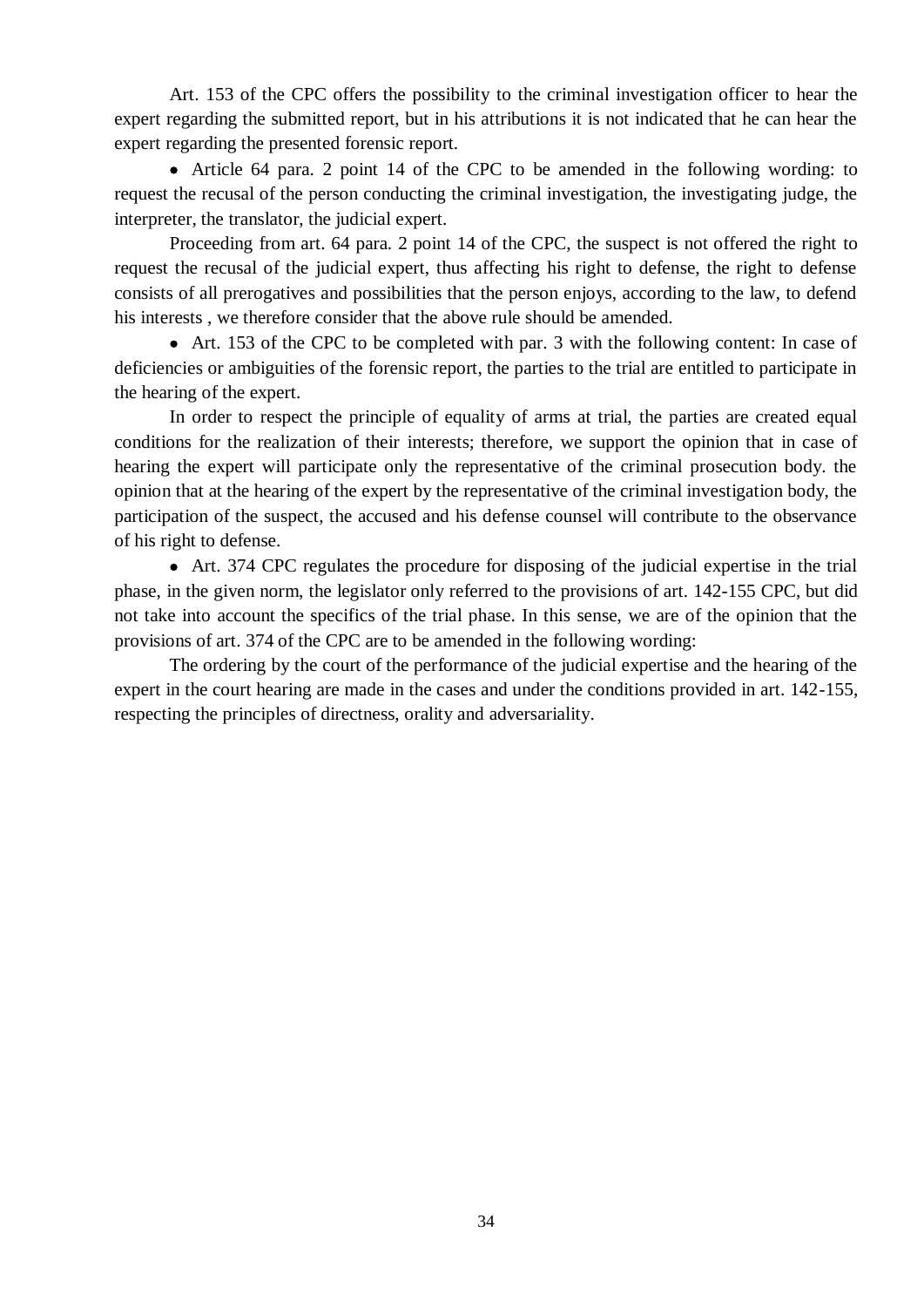Art. 153 of the CPC offers the possibility to the criminal investigation officer to hear the expert regarding the submitted report, but in his attributions it is not indicated that he can hear the expert regarding the presented forensic report.

- Article 64 para. 2 point 14 of the CPC to be amended in the following wording: to request the recusal of the person conducting the criminal investigation, the investigating judge, the interpreter, the translator, the judicial expert.

Proceeding from art. 64 para. 2 point 14 of the CPC, the suspect is not offered the right to request the recusal of the judicial expert, thus affecting his right to defense, the right to defense consists of all prerogatives and possibilities that the person enjoys, according to the law, to defend his interests , we therefore consider that the above rule should be amended.

- Art. 153 of the CPC to be completed with par. 3 with the following content: In case of deficiencies or ambiguities of the forensic report, the parties to the trial are entitled to participate in the hearing of the expert.

In order to respect the principle of equality of arms at trial, the parties are created equal conditions for the realization of their interests; therefore, we support the opinion that in case of hearing the expert will participate only the representative of the criminal prosecution body. the opinion that at the hearing of the expert by the representative of the criminal investigation body, the participation of the suspect, the accused and his defense counsel will contribute to the observance of his right to defense.

- Art. 374 CPC regulates the procedure for disposing of the judicial expertise in the trial phase, in the given norm, the legislator only referred to the provisions of art. 142-155 CPC, but did not take into account the specifics of the trial phase. In this sense, we are of the opinion that the provisions of art. 374 of the CPC are to be amended in the following wording:

The ordering by the court of the performance of the judicial expertise and the hearing of the expert in the court hearing are made in the cases and under the conditions provided in art. 142-155, respecting the principles of directness, orality and adversariality.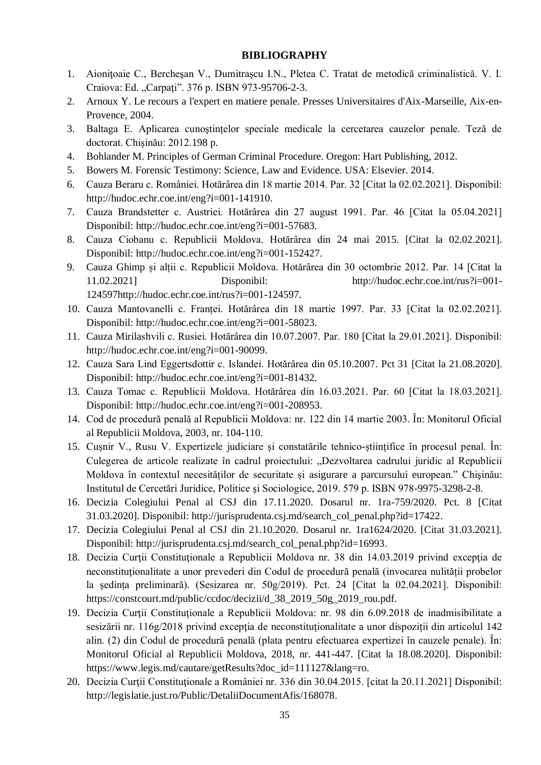**BIBLIOGRAPHY**

1. Aioniţoaie C., Bercheşan V., Dumitraşcu I.N., Pletea C. Tratat de metodică criminalistică. V. I. Craiova: Ed. „Carpaţi". 376 p. ISBN 973-95706-2-3.
2. Arnoux Y. Le recours a l'expert en matiere penale. Presses Universitaires d'Aix-Marseille, Aix-en-Provence, 2004.
3. Baltaga E. Aplicarea cunoștințelor speciale medicale la cercetarea cauzelor penale. Teză de doctorat. Chișinău: 2012.198 p.
4. Bohlander M. Principles of German Criminal Procedure. Oregon: Hart Publishing, 2012.
5. Bowers M. Forensic Testimony: Science, Law and Evidence. USA: Elsevier. 2014.
6. Cauza Beraru c. României. Hotărârea din 18 martie 2014. Par. 32 [Citat la 02.02.2021]. Disponibil: http://hudoc.echr.coe.int/eng?i=001-141910.
7. Cauza Brandstetter c. Austriei. Hotărârea din 27 august 1991. Par. 46 [Citat la 05.04.2021] Disponibil: http://hudoc.echr.coe.int/eng?i=001-57683.
8. Cauza Ciobanu c. Republicii Moldova. Hotărârea din 24 mai 2015. [Citat la 02.02.2021]. Disponibil: http://hudoc.echr.coe.int/eng?i=001-152427.
9. Cauza Ghimp și alții c. Republicii Moldova. Hotărârea din 30 octombrie 2012. Par. 14 [Citat la 11.02.2021] Disponibil: http://hudoc.echr.coe.int/rus?i=001-124597http://hudoc.echr.coe.int/rus?i=001-124597.
10. Cauza Mantovanelli c. Franței. Hotărârea din 18 martie 1997. Par. 33 [Citat la 02.02.2021]. Disponibil: http://hudoc.echr.coe.int/eng?i=001-58023.
11. Cauza Mirilashvili c. Rusiei. Hotărârea din 10.07.2007. Par. 180 [Citat la 29.01.2021]. Disponibil: http://hudoc.echr.coe.int/eng?i=001-90099.
12. Cauza Sara Lind Eggertsdottir c. Islandei. Hotărârea din 05.10.2007. Pct 31 [Citat la 21.08.2020]. Disponibil: http://hudoc.echr.coe.int/eng?i=001-81432.
13. Cauza Tomac c. Republicii Moldova. Hotărârea din 16.03.2021. Par. 60 [Citat la 18.03.2021]. Disponibil: http://hudoc.echr.coe.int/eng?i=001-208953.
14. Cod de procedură penală al Republicii Moldova: nr. 122 din 14 martie 2003. În: Monitorul Oficial al Republicii Moldova, 2003, nr. 104-110.
15. Cușnir V., Rusu V. Expertizele judiciare și constatările tehnico-științifice în procesul penal. În: Culegerea de articole realizate în cadrul proiectului: „Dezvoltarea cadrului juridic al Republicii Moldova în contextul necesităților de securitate și asigurare a parcursului european." Chişinău: Institutul de Cercetări Juridice, Politice şi Sociologice, 2019. 579 p. ISBN 978-9975-3298-2-8.
16. Decizia Colegiului Penal al CSJ din 17.11.2020. Dosarul nr. 1ra-759/2020. Pct. 8 [Citat 31.03.2020]. Disponibil: http://jurisprudenta.csj.md/search_col_penal.php?id=17422.
17. Decizia Colegiului Penal al CSJ din 21.10.2020. Dosarul nr. 1ra1624/2020. [Citat 31.03.2021]. Disponibil: http://jurisprudenta.csj.md/search_col_penal.php?id=16993.
18. Decizia Curţii Constituţionale a Republicii Moldova nr. 38 din 14.03.2019 privind excepţia de neconstituţionalitate a unor prevederi din Codul de procedură penală (invocarea nulității probelor la ședința preliminară). (Sesizarea nr. 50g/2019). Pct. 24 [Citat la 02.04.2021]. Disponibil: https://constcourt.md/public/ccdoc/decizii/d_38_2019_50g_2019_rou.pdf.
19. Decizia Curţii Constituţionale a Republicii Moldova: nr. 98 din 6.09.2018 de inadmisibilitate a sesizării nr. 116g/2018 privind excepţia de neconstituţionalitate a unor dispoziţii din articolul 142 alin. (2) din Codul de procedură penală (plata pentru efectuarea expertizei în cauzele penale). În: Monitorul Oficial al Republicii Moldova, 2018, nr. 441-447. [Citat la 18.08.2020]. Disponibil: https://www.legis.md/cautare/getResults?doc_id=111127&lang=ro.
20. Decizia Curţii Constituţionale a României nr. 336 din 30.04.2015. [citat la 20.11.2021] Disponibil: http://legislatie.just.ro/Public/DetaliiDocumentAfis/168078.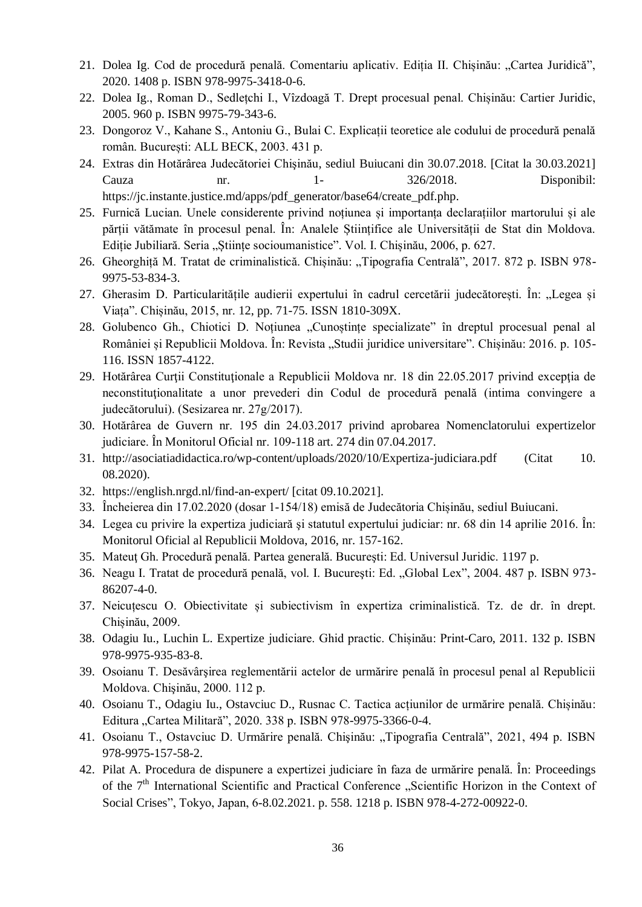21. Dolea Ig. Cod de procedură penală. Comentariu aplicativ. Ediția II. Chișinău: „Cartea Juridică", 2020. 1408 p. ISBN 978-9975-3418-0-6.
22. Dolea Ig., Roman D., Sedlețchi I., Vîzdoagă T. Drept procesual penal. Chișinău: Cartier Juridic, 2005. 960 p. ISBN 9975-79-343-6.
23. Dongoroz V., Kahane S., Antoniu G., Bulai C. Explicații teoretice ale codului de procedură penală român. București: ALL BECK, 2003. 431 p.
24. Extras din Hotărârea Judecătoriei Chișinău, sediul Buiucani din 30.07.2018. [Citat la 30.03.2021] Cauza nr. 1- 326/2018. Disponibil: https://jc.instante.justice.md/apps/pdf_generator/base64/create_pdf.php.
25. Furnică Lucian. Unele considerente privind noțiunea și importanța declarațiilor martorului și ale părții vătămate în procesul penal. În: Analele Științifice ale Universității de Stat din Moldova. Ediție Jubiliară. Seria „Științe socioumanistice". Vol. I. Chișinău, 2006, p. 627.
26. Gheorghiță M. Tratat de criminalistică. Chișinău: „Tipografia Centrală", 2017. 872 p. ISBN 978-9975-53-834-3.
27. Gherasim D. Particularitățile audierii expertului în cadrul cercetării judecătorești. În: „Legea și Viața". Chișinău, 2015, nr. 12, pp. 71-75. ISSN 1810-309X.
28. Golubenco Gh., Chiotici D. Noțiunea „Cunoștințe specializate" în dreptul procesual penal al României și Republicii Moldova. În: Revista „Studii juridice universitare". Chișinău: 2016. p. 105-116. ISSN 1857-4122.
29. Hotărârea Curții Constituționale a Republicii Moldova nr. 18 din 22.05.2017 privind excepția de neconstituționalitate a unor prevederi din Codul de procedură penală (intima convingere a judecătorului). (Sesizarea nr. 27g/2017).
30. Hotărârea de Guvern nr. 195 din 24.03.2017 privind aprobarea Nomenclatorului expertizelor judiciare. În Monitorul Oficial nr. 109-118 art. 274 din 07.04.2017.
31. http://asociatiadidactica.ro/wp-content/uploads/2020/10/Expertiza-judiciara.pdf (Citat 10. 08.2020).
32. https://english.nrgd.nl/find-an-expert/ [citat 09.10.2021].
33. Încheierea din 17.02.2020 (dosar 1-154/18) emisă de Judecătoria Chișinău, sediul Buiucani.
34. Legea cu privire la expertiza judiciară şi statutul expertului judiciar: nr. 68 din 14 aprilie 2016. În: Monitorul Oficial al Republicii Moldova, 2016, nr. 157-162.
35. Mateuţ Gh. Procedură penală. Partea generală. Bucureşti: Ed. Universul Juridic. 1197 p.
36. Neagu I. Tratat de procedură penală, vol. I. Bucureşti: Ed. „Global Lex", 2004. 487 p. ISBN 973-86207-4-0.
37. Neicuțescu O. Obiectivitate și subiectivism în expertiza criminalistică. Tz. de dr. în drept. Chișinău, 2009.
38. Odagiu Iu., Luchin L. Expertize judiciare. Ghid practic. Chişinău: Print-Caro, 2011. 132 p. ISBN 978-9975-935-83-8.
39. Osoianu T. Desăvârşirea reglementării actelor de urmărire penală în procesul penal al Republicii Moldova. Chişinău, 2000. 112 p.
40. Osoianu T., Odagiu Iu., Ostavciuc D., Rusnac C. Tactica acțiunilor de urmărire penală. Chișinău: Editura „Cartea Militară", 2020. 338 p. ISBN 978-9975-3366-0-4.
41. Osoianu T., Ostavciuc D. Urmărire penală. Chișinău: „Tipografia Centrală", 2021, 494 p. ISBN 978-9975-157-58-2.
42. Pilat A. Procedura de dispunere a expertizei judiciare în faza de urmărire penală. În: Proceedings of the 7th International Scientific and Practical Conference „Scientific Horizon in the Context of Social Crises", Tokyo, Japan, 6-8.02.2021. p. 558. 1218 p. ISBN 978-4-272-00922-0.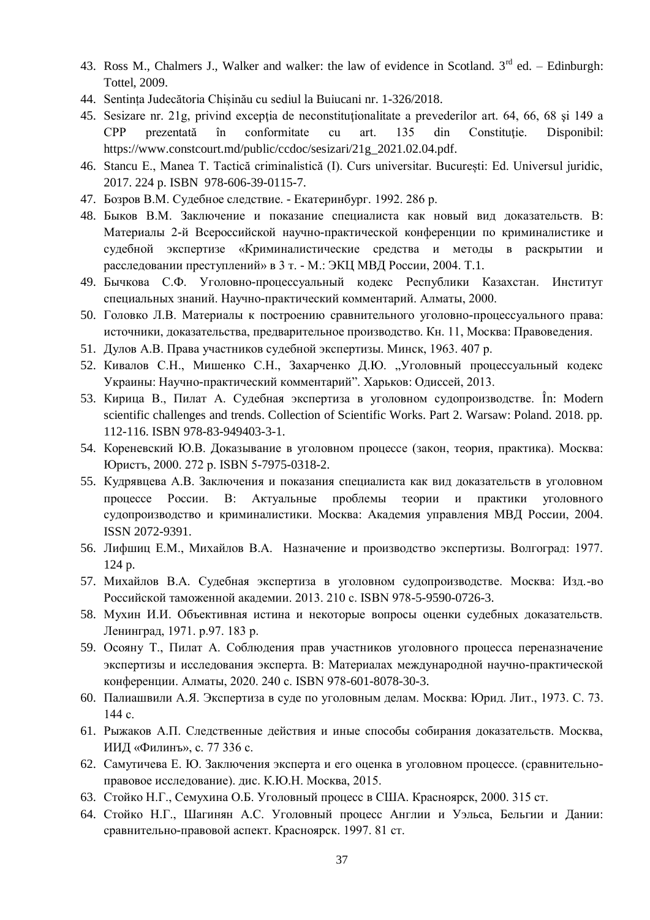43. Ross M., Chalmers J., Walker and walker: the law of evidence in Scotland. 3rd ed. – Edinburgh: Tottel, 2009.
44. Sentința Judecătoria Chișinău cu sediul la Buiucani nr. 1-326/2018.
45. Sesizare nr. 21g, privind excepţia de neconstituţionalitate a prevederilor art. 64, 66, 68 şi 149 a CPP prezentată în conformitate cu art. 135 din Constituţie. Disponibil: https://www.constcourt.md/public/ccdoc/sesizari/21g_2021.02.04.pdf.
46. Stancu E., Manea T. Tactică criminalistică (I). Curs universitar. București: Ed. Universul juridic, 2017. 224 p. ISBN 978-606-39-0115-7.
47. Бозров В.М. Судебное следствие. - Екатеринбург. 1992. 286 p.
48. Быков В.М. Заключение и показание специалиста как новый вид доказательств. В: Материалы 2-й Всероссийской научно-практической конференции по криминалистике и судебной экспертизе «Криминалистические средства и методы в раскрытии и расследовании преступлений» в 3 т. - М.: ЭКЦ МВД России, 2004. Т.1.
49. Бычкова С.Ф. Уголовно-процессуальный кодекс Республики Казахстан. Институт специальных знаний. Научно-практический комментарий. Алматы, 2000.
50. Головко Л.В. Материалы к построению сравнительного уголовно-процессуального права: источники, доказательства, предварительное производство. Кн. 11, Москва: Правоведения.
51. Дулов А.В. Права участников судебной экспертизы. Минск, 1963. 407 p.
52. Кивалов С.Н., Мишенко С.Н., Захарченко Д.Ю. „Уголовный процессуальный кодекс Украины: Научно-практический комментарий". Харьков: Одиссей, 2013.
53. Кирица В., Пилат А. Судебная экспертиза в уголовном судопроизводстве. În: Modern scientific challenges and trends. Collection of Scientific Works. Part 2. Warsaw: Poland. 2018. pp. 112-116. ISBN 978-83-949403-3-1.
54. Кореневский Ю.В. Доказывание в уголовном процессе (закон, теория, практика). Москва: Юристъ, 2000. 272 p. ISBN 5-7975-0318-2.
55. Кудрявцева А.В. Заключения и показания специалиста как вид доказательств в уголовном процессе России. В: Актуальные проблемы теории и практики уголовного судопроизводство и криминалистики. Москва: Академия управления МВД России, 2004. ISSN 2072-9391.
56. Лифшиц Е.М., Михайлов В.А. Назначение и производство экспертизы. Волгоград: 1977. 124 p.
57. Михайлов В.А. Судебная экспертиза в уголовном судопроизводстве. Москва: Изд.-во Российской таможенной академии. 2013. 210 с. ISBN 978-5-9590-0726-3.
58. Мухин И.И. Объективная истина и некоторые вопросы оценки судебных доказательств. Ленинград, 1971. p.97. 183 p.
59. Осояну Т., Пилат А. Соблюдения прав участников уголовного процесса переназначение экспертизы и исследования эксперта. В: Материалах международной научно-практической конференции. Алматы, 2020. 240 с. ISBN 978-601-8078-30-3.
60. Палиашвили А.Я. Экспертиза в суде по уголовным делам. Москва: Юрид. Лит., 1973. С. 73. 144 с.
61. Рыжаков А.П. Следственные действия и иные способы собирания доказательств. Москва, ИИД «Филинъ», с. 77 336 с.
62. Самутичева Е. Ю. Заключения эксперта и его оценка в уголовном процессе. (сравнительно-правовое исследование). дис. К.Ю.Н. Москва, 2015.
63. Стойко Н.Г., Семухина О.Б. Уголовный процесс в США. Красноярск, 2000. 315 ст.
64. Стойко Н.Г., Шагинян А.С. Уголовный процесс Англии и Уэльса, Бельгии и Дании: сравнительно-правовой аспект. Красноярск. 1997. 81 ст.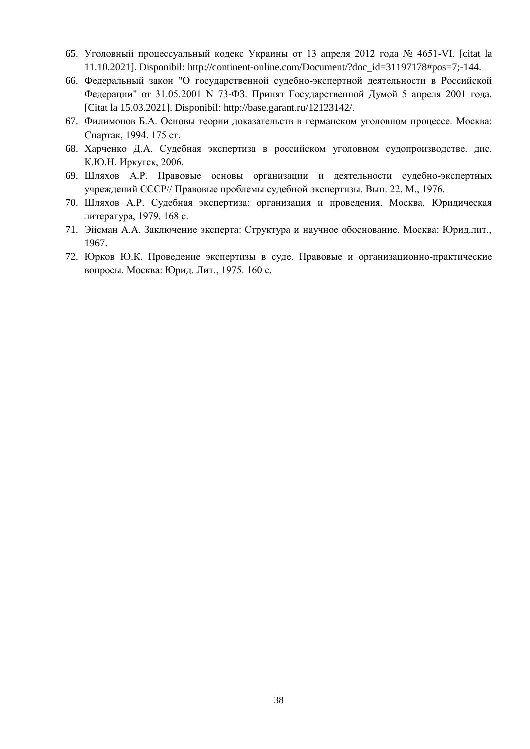65. Уголовный процессуальный кодекс Украины от 13 апреля 2012 года № 4651-VI. [citat la 11.10.2021]. Disponibil: http://continent-online.com/Document/?doc_id=31197178#pos=7;-144.
66. Федеральный закон "О государственной судебно-экспертной деятельности в Российской Федерации" от 31.05.2001 N 73-ФЗ. Принят Государственной Думой 5 апреля 2001 года. [Citat la 15.03.2021]. Disponibil: http://base.garant.ru/12123142/.
67. Филимонов Б.А. Основы теории доказательств в германском уголовном процессе. Москва: Спартак, 1994. 175 ст.
68. Харченко Д.А. Судебная экспертиза в российском уголовном судопроизводстве. дис. К.Ю.Н. Иркутск, 2006.
69. Шляхов А.Р. Правовые основы организации и деятельности судебно-экспертных учреждений СССР// Правовые проблемы судебной экспертизы. Вып. 22. М., 1976.
70. Шляхов А.Р. Судебная экспертиза: организация и проведения. Москва, Юридическая литература, 1979. 168 с.
71. Эйсман А.А. Заключение эксперта: Структура и научное обоснование. Москва: Юрид.лит., 1967.
72. Юрков Ю.К. Проведение экспертизы в суде. Правовые и организационно-практические вопросы. Москва: Юрид. Лит., 1975. 160 с.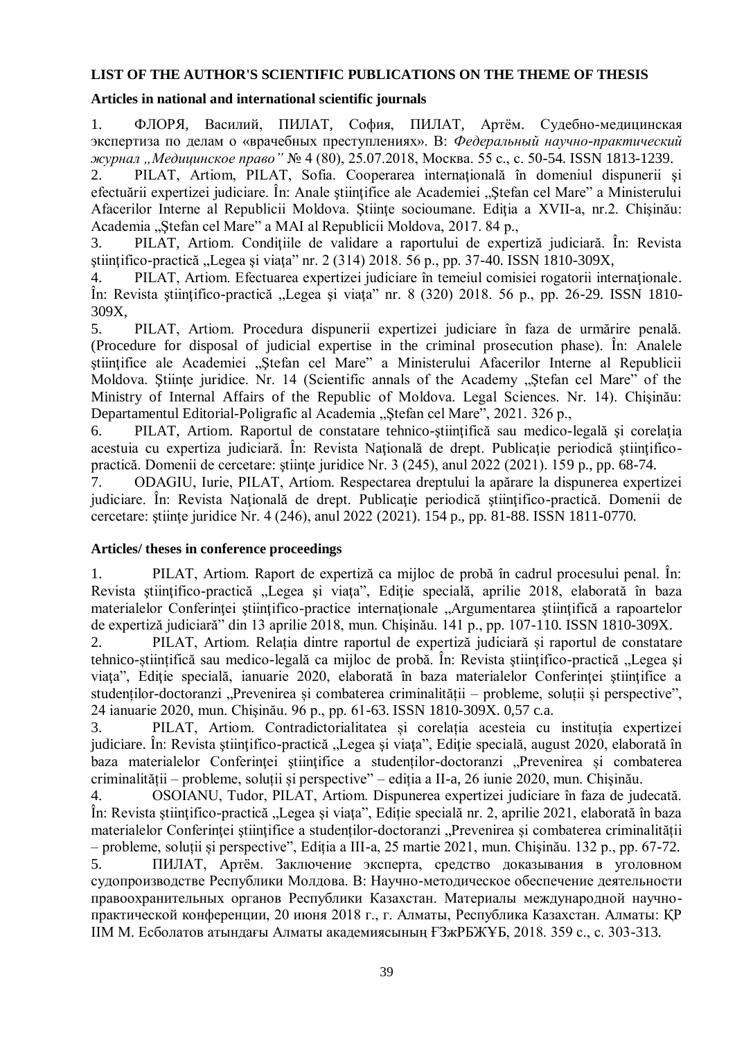**LIST OF THE AUTHOR'S SCIENTIFIC PUBLICATIONS ON THE THEME OF THESIS**

**Articles in national and international scientific journals**

1. ФЛОРЯ, Василий, ПИЛАТ, София, ПИЛАТ, Артём. Судебно-медицинская экспертиза по делам о «врачебных преступлениях». В: *Федеральный научно-практический журнал „Медицинское право"* № 4 (80), 25.07.2018, Москва. 55 с., с. 50-54. ISSN 1813-1239.
2. PILAT, Artiom, PILAT, Sofia. Cooperarea internaţională în domeniul dispunerii şi efectuării expertizei judiciare. În: Anale ştiinţifice ale Academiei „Ştefan cel Mare" a Ministerului Afacerilor Interne al Republicii Moldova. Ştiinţe socioumane. Ediţia a XVII-a, nr.2. Chişinău: Academia „Ştefan cel Mare" a MAI al Republicii Moldova, 2017. 84 p.,
3. PILAT, Artiom. Condiţiile de validare a raportului de expertiză judiciară. În: Revista ştiinţifico-practică „Legea şi viaţa" nr. 2 (314) 2018. 56 p., pp. 37-40. ISSN 1810-309X,
4. PILAT, Artiom. Efectuarea expertizei judiciare în temeiul comisiei rogatorii internaţionale. În: Revista ştiinţifico-practică „Legea şi viaţa" nr. 8 (320) 2018. 56 p., pp. 26-29. ISSN 1810-309X,
5. PILAT, Artiom. Procedura dispunerii expertizei judiciare în faza de urmărire penală. (Procedure for disposal of judicial expertise in the criminal prosecution phase). În: Analele ştiinţifice ale Academiei „Ştefan cel Mare" a Ministerului Afacerilor Interne al Republicii Moldova. Ştiinţe juridice. Nr. 14 (Scientific annals of the Academy „Ştefan cel Mare" of the Ministry of Internal Affairs of the Republic of Moldova. Legal Sciences. Nr. 14). Chişinău: Departamentul Editorial-Poligrafic al Academia „Ştefan cel Mare", 2021. 326 p.,
6. PILAT, Artiom. Raportul de constatare tehnico-ştiinţifică sau medico-legală şi corelaţia acestuia cu expertiza judiciară. În: Revista Naţională de drept. Publicaţie periodică ştiinţifico-practică. Domenii de cercetare: ştiinţe juridice Nr. 3 (245), anul 2022 (2021). 159 p., pp. 68-74.
7. ODAGIU, Iurie, PILAT, Artiom. Respectarea dreptului la apărare la dispunerea expertizei judiciare. În: Revista Naţională de drept. Publicaţie periodică ştiinţifico-practică. Domenii de cercetare: ştiinţe juridice Nr. 4 (246), anul 2022 (2021). 154 p., pp. 81-88. ISSN 1811-0770.

**Articles/ theses in conference proceedings**

1. PILAT, Artiom. Raport de expertiză ca mijloc de probă în cadrul procesului penal. În: Revista ştiinţifico-practică „Legea şi viaţa", Ediţie specială, aprilie 2018, elaborată în baza materialelor Conferinţei ştiinţifico-practice internaţionale „Argumentarea ştiinţifică a rapoartelor de expertiză judiciară" din 13 aprilie 2018, mun. Chişinău. 141 p., pp. 107-110. ISSN 1810-309X.
2. PILAT, Artiom. Relația dintre raportul de expertiză judiciară și raportul de constatare tehnico-științifică sau medico-legală ca mijloc de probă. În: Revista ştiinţifico-practică „Legea şi viaţa", Ediţie specială, ianuarie 2020, elaborată în baza materialelor Conferinţei ştiinţifice a studenților-doctoranzi „Prevenirea și combaterea criminalității – probleme, soluții și perspective", 24 ianuarie 2020, mun. Chişinău. 96 p., pp. 61-63. ISSN 1810-309X. 0,57 c.a.
3. PILAT, Artiom. Contradictorialitatea și corelația acesteia cu instituția expertizei judiciare. În: Revista ştiinţifico-practică „Legea şi viaţa", Ediţie specială, august 2020, elaborată în baza materialelor Conferinţei ştiinţifice a studenților-doctoranzi „Prevenirea și combaterea criminalității – probleme, soluții și perspective" – ediția a II-a, 26 iunie 2020, mun. Chişinău.
4. OSOIANU, Tudor, PILAT, Artiom. Dispunerea expertizei judiciare în faza de judecată. În: Revista ştiinţifico-practică „Legea şi viaţa", Ediţie specială nr. 2, aprilie 2021, elaborată în baza materialelor Conferinţei ştiinţifice a studenților-doctoranzi „Prevenirea și combaterea criminalității – probleme, soluții și perspective", Ediția a III-a, 25 martie 2021, mun. Chişinău. 132 p., pp. 67-72.
5. ПИЛАТ, Артём. Заключение эксперта, средство доказывания в уголовном судопроизводстве Республики Молдова. В: Научно-методическое обеспечение деятельности правоохранительных органов Республики Казахстан. Материалы международной научно-практической конференции, 20 июня 2018 г., г. Алматы, Республика Казахстан. Алматы: ҚР ІІМ М. Есболатов атындағы Алматы академиясының ҒЗжРБЖҰБ, 2018. 359 с., с. 303-313.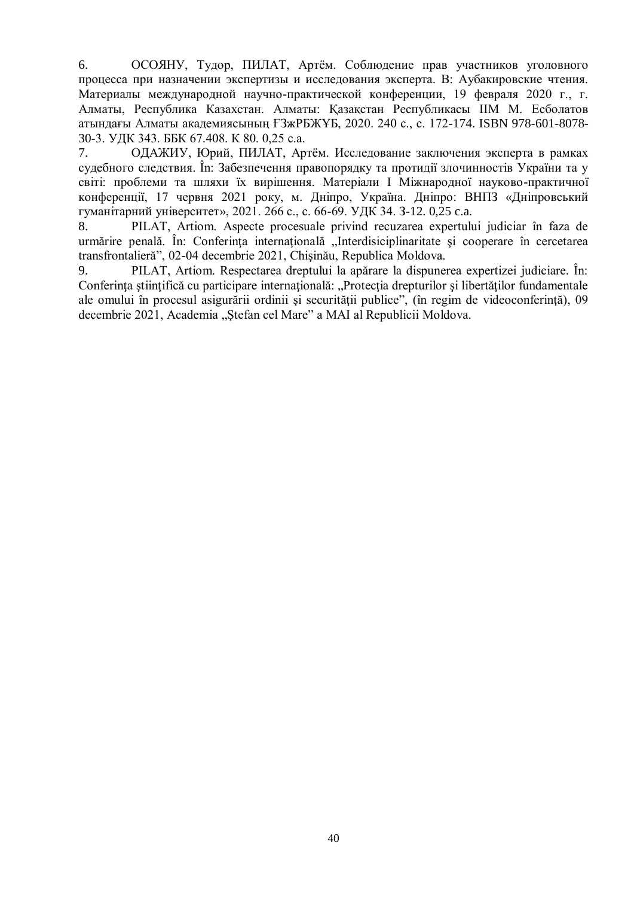6. ОСОЯНУ, Тудор, ПИЛАТ, Артём. Соблюдение прав участников уголовного процесса при назначении экспертизы и исследования эксперта. В: Аубакировские чтения. Материалы международной научно-практической конференции, 19 февраля 2020 г., г. Алматы, Республика Казахстан. Алматы: Қазақстан Республикасы ІІМ М. Есболатов атындағы Алматы академиясының ҒЗжРБЖҰБ, 2020. 240 с., с. 172-174. ISBN 978-601-8078-30-3. УДК 343. ББК 67.408. К 80. 0,25 с.а.

7. ОДАЖИУ, Юрий, ПИЛАТ, Артём. Исследование заключения эксперта в рамках судебного следствия. În: Забезпечення правопорядку та протидії злочинностів України та у світі: проблеми та шляхи їх вирішення. Матеріали І Міжнародної науково-практичної конференції, 17 червня 2021 року, м. Дніпро, Україна. Дніпро: ВНПЗ «Дніпровський гуманітарний університет», 2021. 266 с., с. 66-69. УДК 34. З-12. 0,25 с.а.

8. PILAT, Artiom. Aspecte procesuale privind recuzarea expertului judiciar în faza de urmărire penală. În: Conferinţa internaţională „Interdisiciplinaritate şi cooperare în cercetarea transfrontalieră", 02-04 decembrie 2021, Chişinău, Republica Moldova.

9. PILAT, Artiom. Respectarea dreptului la apărare la dispunerea expertizei judiciare. În: Conferinţa ştiinţifică cu participare internaţională: „Protecţia drepturilor şi libertăţilor fundamentale ale omului în procesul asigurării ordinii şi securităţii publice", (în regim de videoconferinţă), 09 decembrie 2021, Academia „Ştefan cel Mare" a MAI al Republicii Moldova.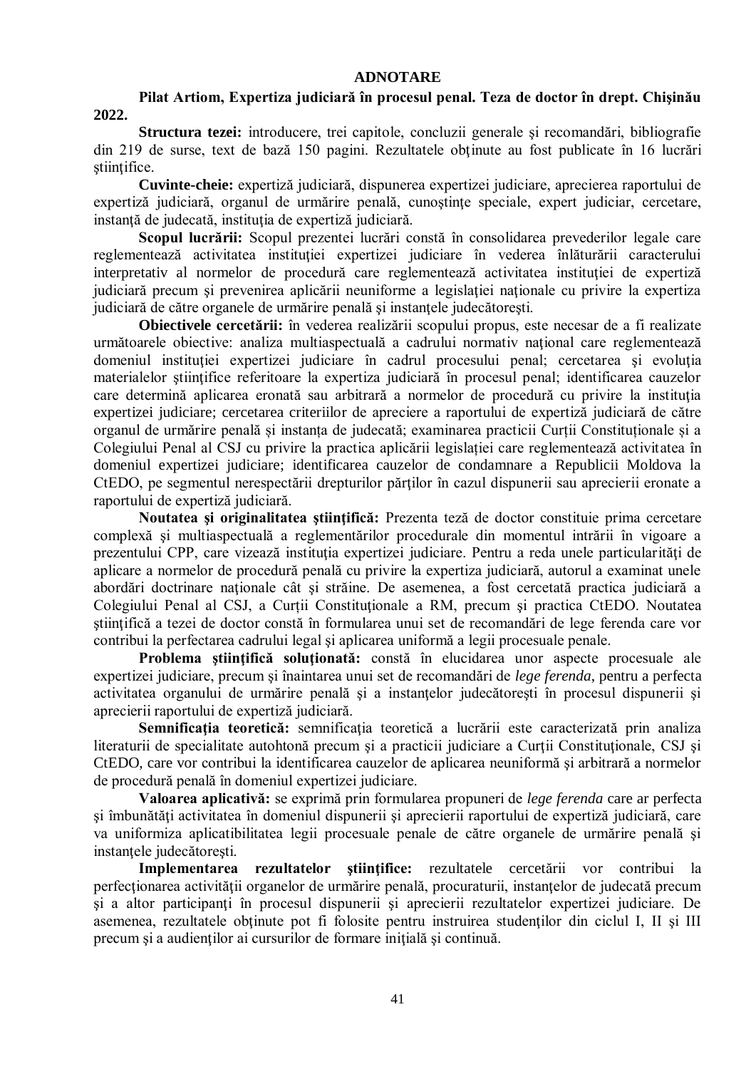# ADNOTARE

**Pilat Artiom, Expertiza judiciară în procesul penal. Teza de doctor în drept. Chişinău 2022.**

**Structura tezei:** introducere, trei capitole, concluzii generale şi recomandări, bibliografie din 219 de surse, text de bază 150 pagini. Rezultatele obţinute au fost publicate în 16 lucrări ştiinţifice.

**Cuvinte-cheie:** expertiză judiciară, dispunerea expertizei judiciare, aprecierea raportului de expertiză judiciară, organul de urmărire penală, cunoştinţe speciale, expert judiciar, cercetare, instanţă de judecată, instituţia de expertiză judiciară.

**Scopul lucrării:** Scopul prezentei lucrări constă în consolidarea prevederilor legale care reglementează activitatea instituţiei expertizei judiciare în vederea înlăturării caracterului interpretativ al normelor de procedură care reglementează activitatea instituţiei de expertiză judiciară precum şi prevenirea aplicării neuniforme a legislaţiei naţionale cu privire la expertiza judiciară de către organele de urmărire penală şi instanţele judecătoreşti.

**Obiectivele cercetării:** în vederea realizării scopului propus, este necesar de a fi realizate următoarele obiective: analiza multiaspectuală a cadrului normativ naţional care reglementează domeniul instituţiei expertizei judiciare în cadrul procesului penal; cercetarea şi evoluţia materialelor ştiinţifice referitoare la expertiza judiciară în procesul penal; identificarea cauzelor care determină aplicarea eronată sau arbitrară a normelor de procedură cu privire la instituţia expertizei judiciare; cercetarea criteriilor de apreciere a raportului de expertiză judiciară de către organul de urmărire penală şi instanţa de judecată; examinarea practicii Curţii Constituţionale şi a Colegiului Penal al CSJ cu privire la practica aplicării legislaţiei care reglementează activitatea în domeniul expertizei judiciare; identificarea cauzelor de condamnare a Republicii Moldova la CtEDO, pe segmentul nerespectării drepturilor părţilor în cazul dispunerii sau aprecierii eronate a raportului de expertiză judiciară.

**Noutatea şi originalitatea ştiinţifică:** Prezenta teză de doctor constituie prima cercetare complexă şi multiaspectuală a reglementărilor procedurale din momentul intrării în vigoare a prezentului CPP, care vizează instituţia expertizei judiciare. Pentru a reda unele particularităţi de aplicare a normelor de procedură penală cu privire la expertiza judiciară, autorul a examinat unele abordări doctrinare naţionale cât şi străine. De asemenea, a fost cercetată practica judiciară a Colegiului Penal al CSJ, a Curţii Constituţionale a RM, precum şi practica CtEDO. Noutatea ştiinţifică a tezei de doctor constă în formularea unui set de recomandări de lege ferenda care vor contribui la perfectarea cadrului legal şi aplicarea uniformă a legii procesuale penale.

**Problema ştiinţifică soluţionată:** constă în elucidarea unor aspecte procesuale ale expertizei judiciare, precum şi înaintarea unui set de recomandări de *lege ferenda*, pentru a perfecta activitatea organului de urmărire penală şi a instanţelor judecătoreşti în procesul dispunerii şi aprecierii raportului de expertiză judiciară.

**Semnificaţia teoretică:** semnificaţia teoretică a lucrării este caracterizată prin analiza literaturii de specialitate autohtonă precum şi a practicii judiciare a Curţii Constituţionale, CSJ şi CtEDO, care vor contribui la identificarea cauzelor de aplicarea neuniformă şi arbitrară a normelor de procedură penală în domeniul expertizei judiciare.

**Valoarea aplicativă:** se exprimă prin formularea propuneri de *lege ferenda* care ar perfecta şi îmbunătăţi activitatea în domeniul dispunerii şi aprecierii raportului de expertiză judiciară, care va uniformiza aplicatibilitatea legii procesuale penale de către organele de urmărire penală şi instanţele judecătoreşti.

**Implementarea rezultatelor ştiinţifice:** rezultatele cercetării vor contribui la perfecţionarea activităţii organelor de urmărire penală, procuraturii, instanţelor de judecată precum şi a altor participanţi în procesul dispunerii şi aprecierii rezultatelor expertizei judiciare. De asemenea, rezultatele obţinute pot fi folosite pentru instruirea studenţilor din ciclul I, II şi III precum şi a audienţilor ai cursurilor de formare iniţială şi continuă.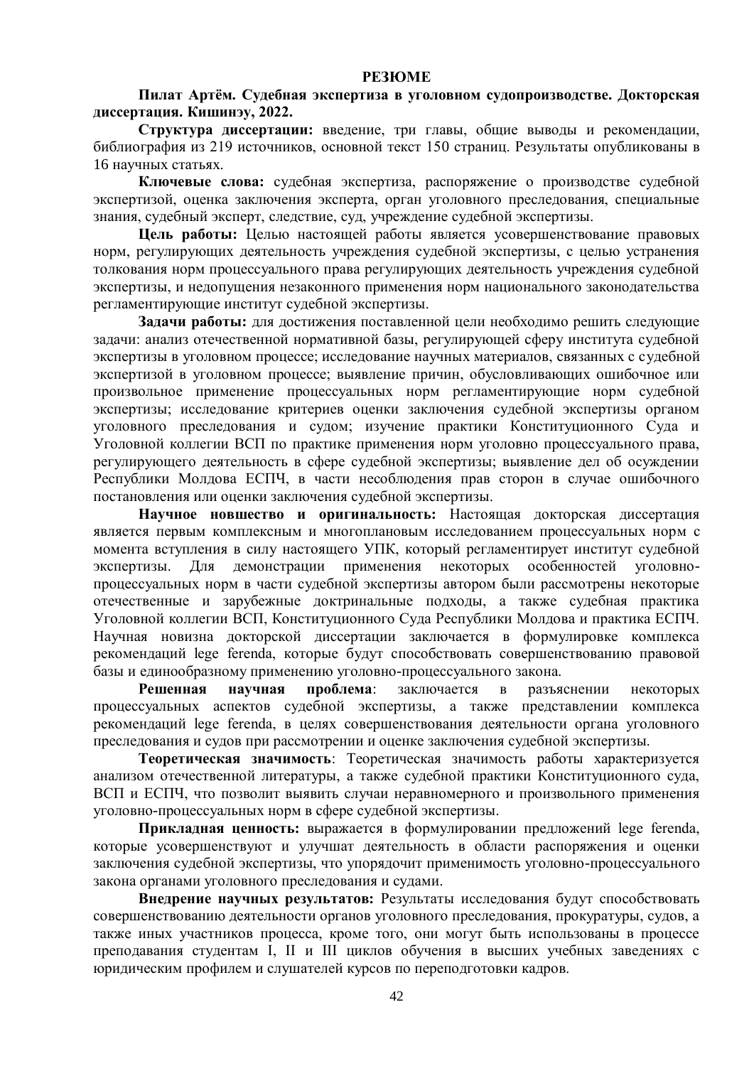# РЕЗЮМЕ

**Пилат Артём. Судебная экспертиза в уголовном судопроизводстве. Докторская диссертация. Кишинэу, 2022.**

**Структура диссертации:** введение, три главы, общие выводы и рекомендации, библиография из 219 источников, основной текст 150 страниц. Результаты опубликованы в 16 научных статьях.

**Ключевые слова:** судебная экспертиза, распоряжение о производстве судебной экспертизой, оценка заключения эксперта, орган уголовного преследования, специальные знания, судебный эксперт, следствие, суд, учреждение судебной экспертизы.

**Цель работы:** Целью настоящей работы является усовершенствование правовых норм, регулирующих деятельность учреждения судебной экспертизы, с целью устранения толкования норм процессуального права регулирующих деятельность учреждения судебной экспертизы, и недопущения незаконного применения норм национального законодательства регламентирующие институт судебной экспертизы.

**Задачи работы:** для достижения поставленной цели необходимо решить следующие задачи: анализ отечественной нормативной базы, регулирующей сферу института судебной экспертизы в уголовном процессе; исследование научных материалов, связанных с судебной экспертизой в уголовном процессе; выявление причин, обусловливающих ошибочное или произвольное применение процессуальных норм регламентирующие норм судебной экспертизы; исследование критериев оценки заключения судебной экспертизы органом уголовного преследования и судом; изучение практики Конституционного Суда и Уголовной коллегии ВСП по практике применения норм уголовно процессуального права, регулирующего деятельность в сфере судебной экспертизы; выявление дел об осуждении Республики Молдова ЕСПЧ, в части несоблюдения прав сторон в случае ошибочного постановления или оценки заключения судебной экспертизы.

**Научное новшество и оригинальность:** Настоящая докторская диссертация является первым комплексным и многоплановым исследованием процессуальных норм с момента вступления в силу настоящего УПК, который регламентирует институт судебной экспертизы. Для демонстрации применения некоторых особенностей уголовно-процессуальных норм в части судебной экспертизы автором были рассмотрены некоторые отечественные и зарубежные доктринальные подходы, а также судебная практика Уголовной коллегии ВСП, Конституционного Суда Республики Молдова и практика ЕСПЧ. Научная новизна докторской диссертации заключается в формулировке комплекса рекомендаций lege ferenda, которые будут способствовать совершенствованию правовой базы и единообразному применению уголовно-процессуального закона.

**Решенная научная проблема**: заключается в разъяснении некоторых процессуальных аспектов судебной экспертизы, а также представлении комплекса рекомендаций lege ferenda, в целях совершенствования деятельности органа уголовного преследования и судов при рассмотрении и оценке заключения судебной экспертизы.

**Теоретическая значимость**: Теоретическая значимость работы характеризуется анализом отечественной литературы, а также судебной практики Конституционного суда, ВСП и ЕСПЧ, что позволит выявить случаи неравномерного и произвольного применения уголовно-процессуальных норм в сфере судебной экспертизы.

**Прикладная ценность:** выражается в формулировании предложений lege ferenda, которые усовершенствуют и улучшат деятельность в области распоряжения и оценки заключения судебной экспертизы, что упорядочит применимость уголовно-процессуального закона органами уголовного преследования и судами.

**Внедрение научных результатов:** Результаты исследования будут способствовать совершенствованию деятельности органов уголовного преследования, прокуратуры, судов, а также иных участников процесса, кроме того, они могут быть использованы в процессе преподавания студентам I, II и III циклов обучения в высших учебных заведениях с юридическим профилем и слушателей курсов по переподготовки кадров.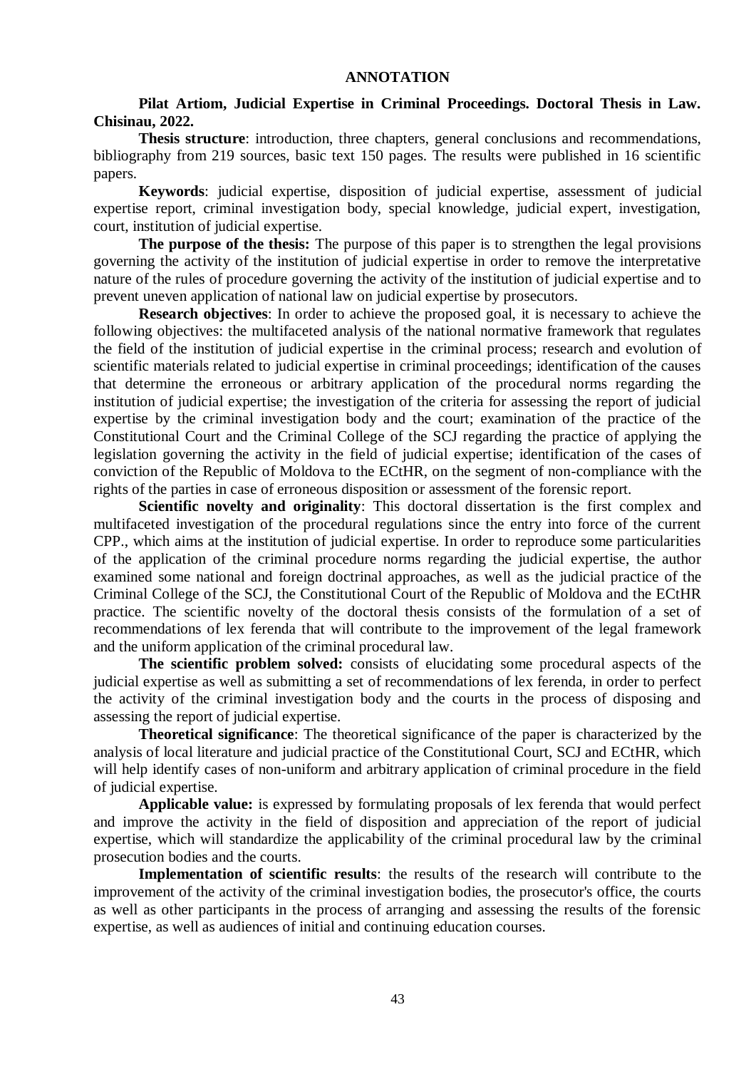# ANNOTATION

**Pilat Artiom, Judicial Expertise in Criminal Proceedings. Doctoral Thesis in Law. Chisinau, 2022.**

**Thesis structure**: introduction, three chapters, general conclusions and recommendations, bibliography from 219 sources, basic text 150 pages. The results were published in 16 scientific papers.

**Keywords**: judicial expertise, disposition of judicial expertise, assessment of judicial expertise report, criminal investigation body, special knowledge, judicial expert, investigation, court, institution of judicial expertise.

**The purpose of the thesis:** The purpose of this paper is to strengthen the legal provisions governing the activity of the institution of judicial expertise in order to remove the interpretative nature of the rules of procedure governing the activity of the institution of judicial expertise and to prevent uneven application of national law on judicial expertise by prosecutors.

**Research objectives**: In order to achieve the proposed goal, it is necessary to achieve the following objectives: the multifaceted analysis of the national normative framework that regulates the field of the institution of judicial expertise in the criminal process; research and evolution of scientific materials related to judicial expertise in criminal proceedings; identification of the causes that determine the erroneous or arbitrary application of the procedural norms regarding the institution of judicial expertise; the investigation of the criteria for assessing the report of judicial expertise by the criminal investigation body and the court; examination of the practice of the Constitutional Court and the Criminal College of the SCJ regarding the practice of applying the legislation governing the activity in the field of judicial expertise; identification of the cases of conviction of the Republic of Moldova to the ECtHR, on the segment of non-compliance with the rights of the parties in case of erroneous disposition or assessment of the forensic report.

**Scientific novelty and originality**: This doctoral dissertation is the first complex and multifaceted investigation of the procedural regulations since the entry into force of the current CPP., which aims at the institution of judicial expertise. In order to reproduce some particularities of the application of the criminal procedure norms regarding the judicial expertise, the author examined some national and foreign doctrinal approaches, as well as the judicial practice of the Criminal College of the SCJ, the Constitutional Court of the Republic of Moldova and the ECtHR practice. The scientific novelty of the doctoral thesis consists of the formulation of a set of recommendations of lex ferenda that will contribute to the improvement of the legal framework and the uniform application of the criminal procedural law.

**The scientific problem solved:** consists of elucidating some procedural aspects of the judicial expertise as well as submitting a set of recommendations of lex ferenda, in order to perfect the activity of the criminal investigation body and the courts in the process of disposing and assessing the report of judicial expertise.

**Theoretical significance**: The theoretical significance of the paper is characterized by the analysis of local literature and judicial practice of the Constitutional Court, SCJ and ECtHR, which will help identify cases of non-uniform and arbitrary application of criminal procedure in the field of judicial expertise.

**Applicable value:** is expressed by formulating proposals of lex ferenda that would perfect and improve the activity in the field of disposition and appreciation of the report of judicial expertise, which will standardize the applicability of the criminal procedural law by the criminal prosecution bodies and the courts.

**Implementation of scientific results**: the results of the research will contribute to the improvement of the activity of the criminal investigation bodies, the prosecutor's office, the courts as well as other participants in the process of arranging and assessing the results of the forensic expertise, as well as audiences of initial and continuing education courses.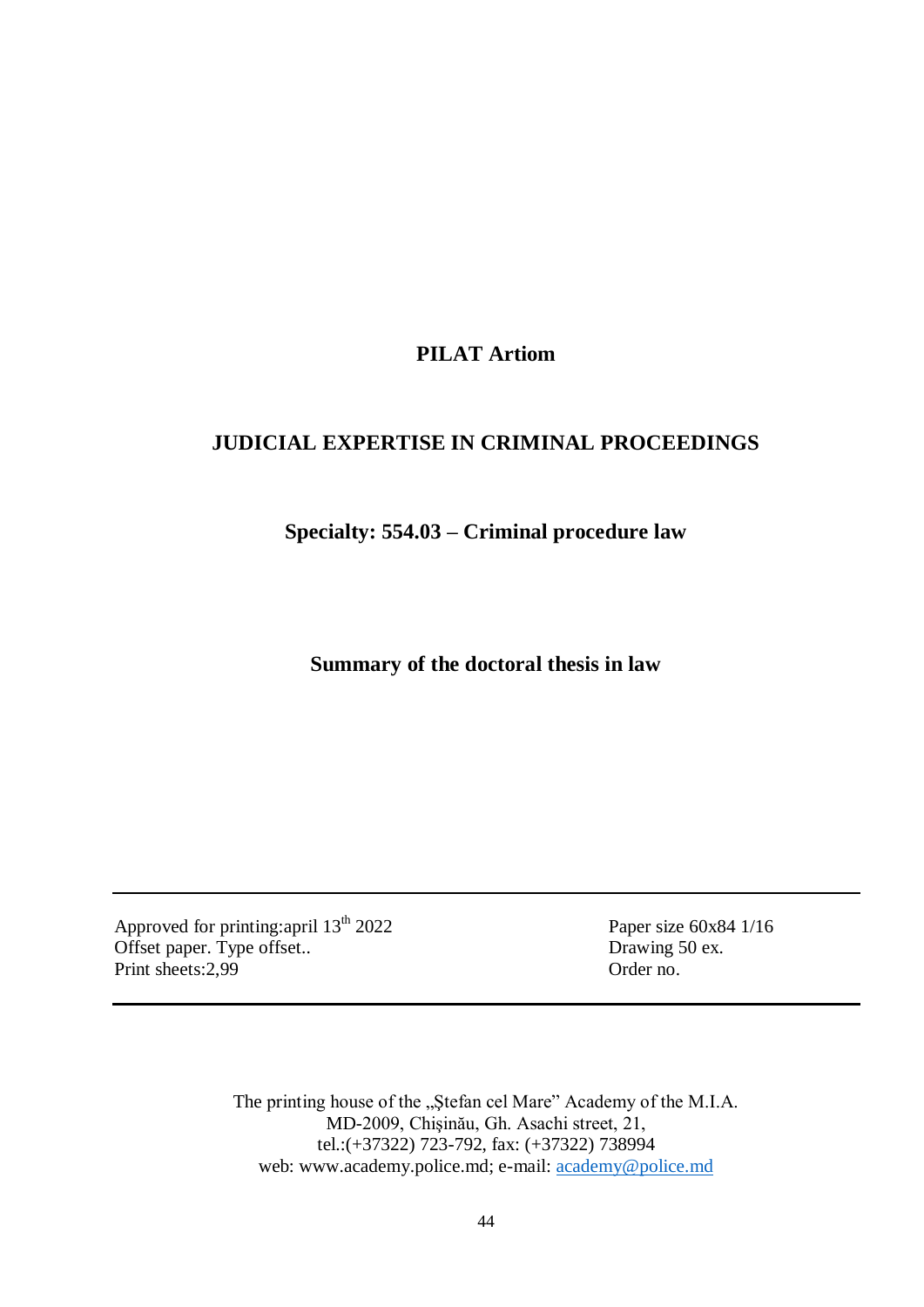**PILAT Artiom**

**JUDICIAL EXPERTISE IN CRIMINAL PROCEEDINGS**

**Specialty: 554.03 – Criminal procedure law**

**Summary of the doctoral thesis in law**

---

| | |
|---|---|
| Approved for printing:april 13th 2022 | Paper size 60x84 1/16 |
| Offset paper. Type offset.. | Drawing 50 ex. |
| Print sheets:2,99 | Order no. |

---

The printing house of the „Ştefan cel Mare" Academy of the M.I.A.
MD-2009, Chişinău, Gh. Asachi street, 21,
tel.:(+37322) 723-792, fax: (+37322) 738994
web: www.academy.police.md; e-mail: academy@police.md